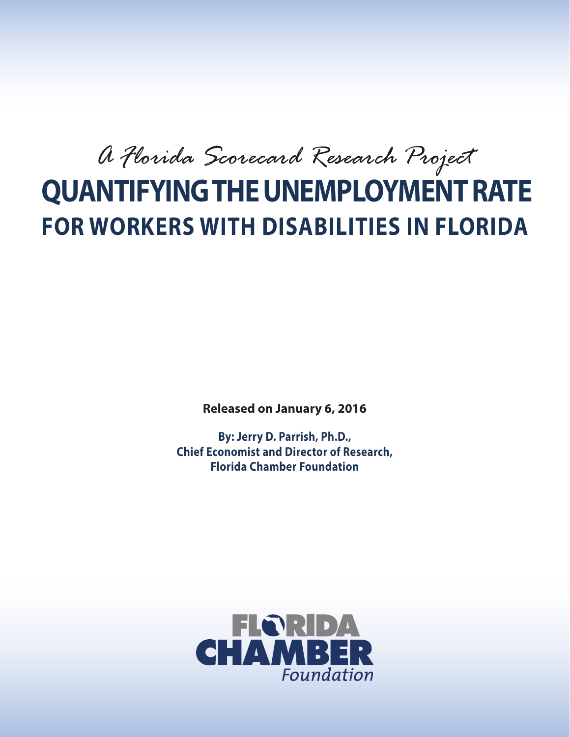*A Florida Scorecard Research Project*

# QUANTIFYING THE UNEMPLOYMENT RATE

## FOR WORKERS WITH DISABILITIES IN FLORIDA

**Released on January 6, 2016**

**By: Jerry D. Parrish, Ph.D.,**
**Chief Economist and Director of Research,**
**Florida Chamber Foundation**

FLORIDA CHAMBER *Foundation*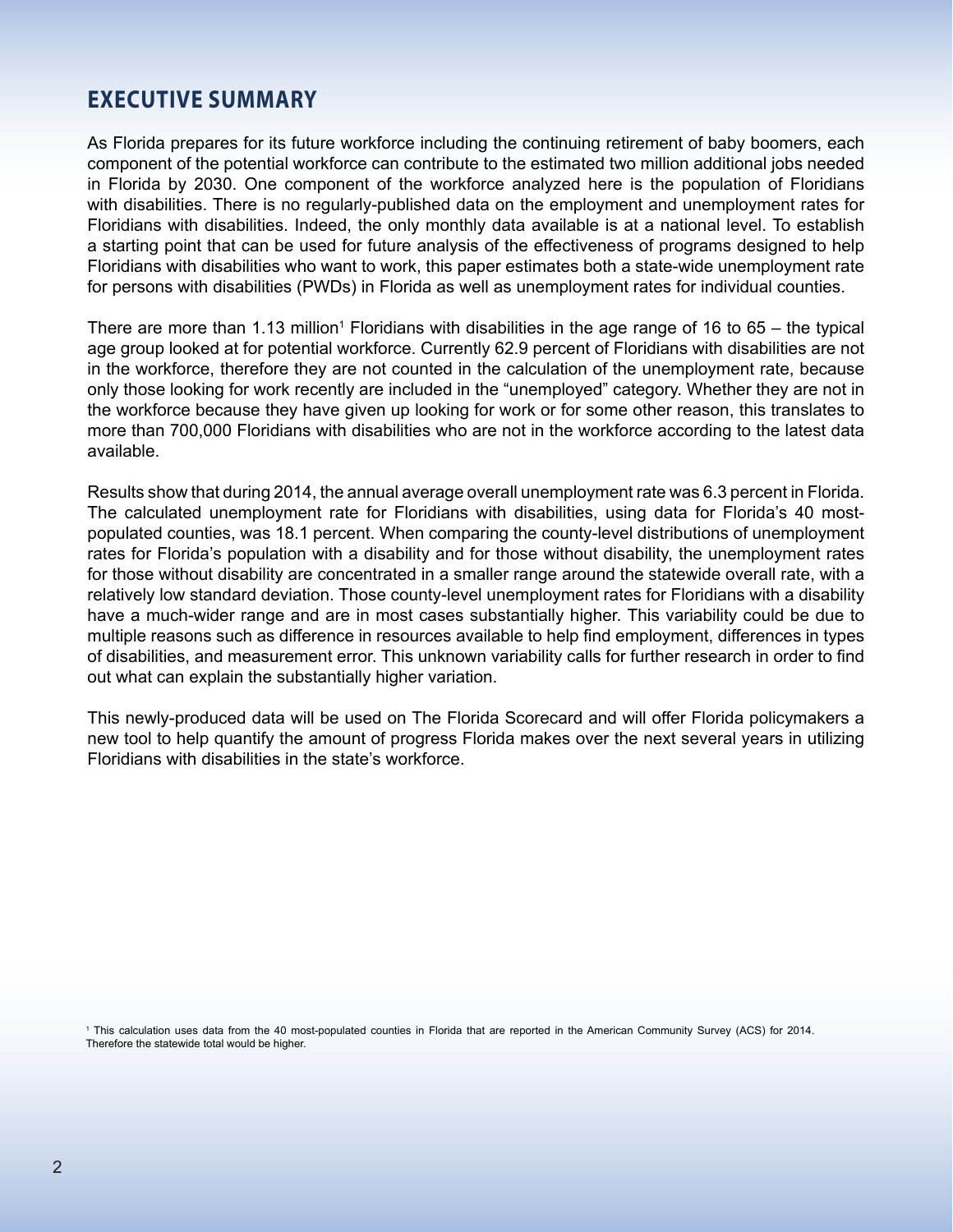## EXECUTIVE SUMMARY

As Florida prepares for its future workforce including the continuing retirement of baby boomers, each component of the potential workforce can contribute to the estimated two million additional jobs needed in Florida by 2030. One component of the workforce analyzed here is the population of Floridians with disabilities. There is no regularly-published data on the employment and unemployment rates for Floridians with disabilities. Indeed, the only monthly data available is at a national level. To establish a starting point that can be used for future analysis of the effectiveness of programs designed to help Floridians with disabilities who want to work, this paper estimates both a state-wide unemployment rate for persons with disabilities (PWDs) in Florida as well as unemployment rates for individual counties.

There are more than 1.13 million[1] Floridians with disabilities in the age range of 16 to 65 – the typical age group looked at for potential workforce. Currently 62.9 percent of Floridians with disabilities are not in the workforce, therefore they are not counted in the calculation of the unemployment rate, because only those looking for work recently are included in the "unemployed" category. Whether they are not in the workforce because they have given up looking for work or for some other reason, this translates to more than 700,000 Floridians with disabilities who are not in the workforce according to the latest data available.

Results show that during 2014, the annual average overall unemployment rate was 6.3 percent in Florida. The calculated unemployment rate for Floridians with disabilities, using data for Florida's 40 most-populated counties, was 18.1 percent. When comparing the county-level distributions of unemployment rates for Florida's population with a disability and for those without disability, the unemployment rates for those without disability are concentrated in a smaller range around the statewide overall rate, with a relatively low standard deviation. Those county-level unemployment rates for Floridians with a disability have a much-wider range and are in most cases substantially higher. This variability could be due to multiple reasons such as difference in resources available to help find employment, differences in types of disabilities, and measurement error. This unknown variability calls for further research in order to find out what can explain the substantially higher variation.

This newly-produced data will be used on The Florida Scorecard and will offer Florida policymakers a new tool to help quantify the amount of progress Florida makes over the next several years in utilizing Floridians with disabilities in the state's workforce.

[1] This calculation uses data from the 40 most-populated counties in Florida that are reported in the American Community Survey (ACS) for 2014. Therefore the statewide total would be higher.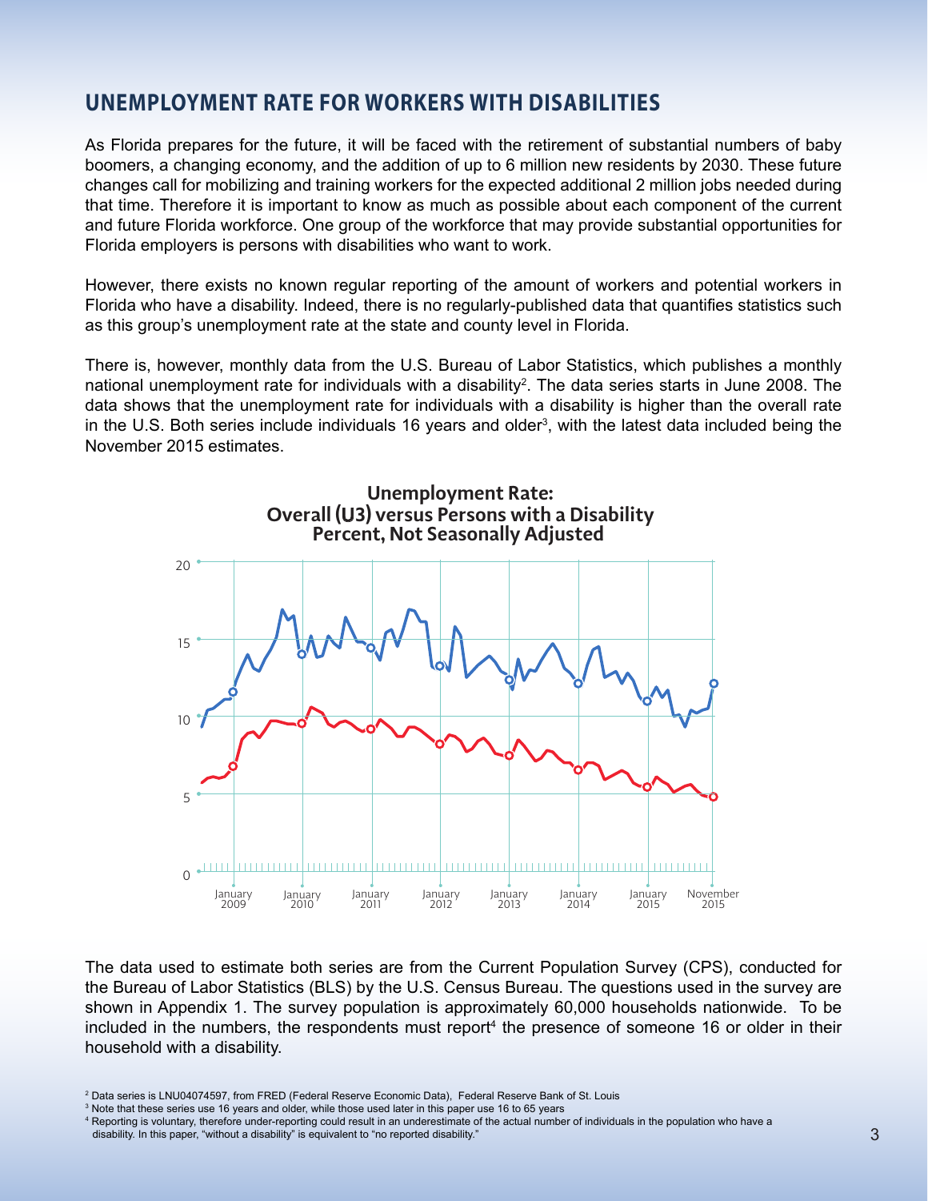## UNEMPLOYMENT RATE FOR WORKERS WITH DISABILITIES

As Florida prepares for the future, it will be faced with the retirement of substantial numbers of baby boomers, a changing economy, and the addition of up to 6 million new residents by 2030. These future changes call for mobilizing and training workers for the expected additional 2 million jobs needed during that time. Therefore it is important to know as much as possible about each component of the current and future Florida workforce. One group of the workforce that may provide substantial opportunities for Florida employers is persons with disabilities who want to work.

However, there exists no known regular reporting of the amount of workers and potential workers in Florida who have a disability. Indeed, there is no regularly-published data that quantifies statistics such as this group's unemployment rate at the state and county level in Florida.

There is, however, monthly data from the U.S. Bureau of Labor Statistics, which publishes a monthly national unemployment rate for individuals with a disability[2]. The data series starts in June 2008. The data shows that the unemployment rate for individuals with a disability is higher than the overall rate in the U.S. Both series include individuals 16 years and older[3], with the latest data included being the November 2015 estimates.

**Unemployment Rate: Overall (U3) versus Persons with a Disability Percent, Not Seasonally Adjusted**

The data used to estimate both series are from the Current Population Survey (CPS), conducted for the Bureau of Labor Statistics (BLS) by the U.S. Census Bureau. The questions used in the survey are shown in Appendix 1. The survey population is approximately 60,000 households nationwide. To be included in the numbers, the respondents must report[4] the presence of someone 16 or older in their household with a disability.

[2] Data series is LNU04074597, from FRED (Federal Reserve Economic Data), Federal Reserve Bank of St. Louis

[3] Note that these series use 16 years and older, while those used later in this paper use 16 to 65 years

[4] Reporting is voluntary, therefore under-reporting could result in an underestimate of the actual number of individuals in the population who have a disability. In this paper, "without a disability" is equivalent to "no reported disability."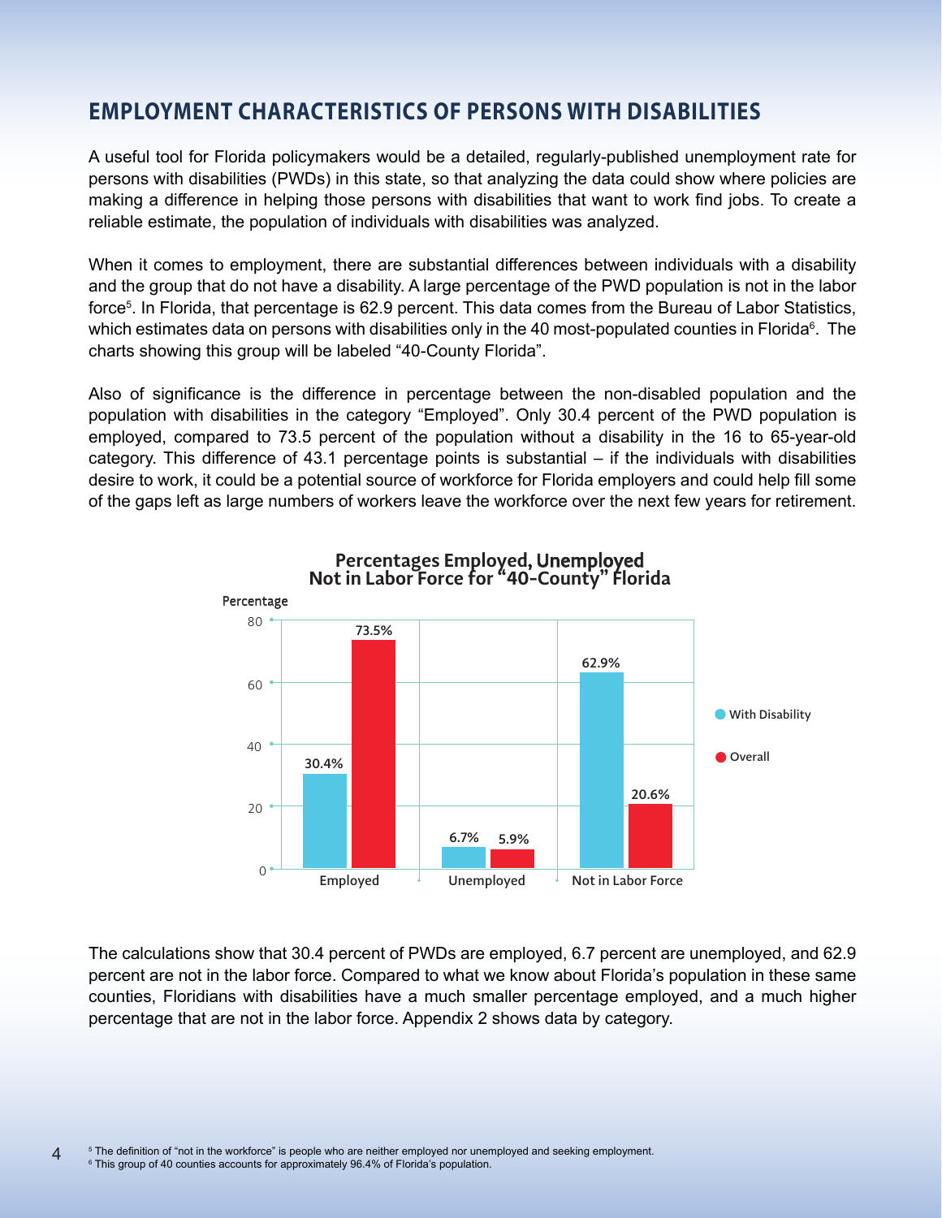## EMPLOYMENT CHARACTERISTICS OF PERSONS WITH DISABILITIES

A useful tool for Florida policymakers would be a detailed, regularly-published unemployment rate for persons with disabilities (PWDs) in this state, so that analyzing the data could show where policies are making a difference in helping those persons with disabilities that want to work find jobs. To create a reliable estimate, the population of individuals with disabilities was analyzed.

When it comes to employment, there are substantial differences between individuals with a disability and the group that do not have a disability. A large percentage of the PWD population is not in the labor force[5]. In Florida, that percentage is 62.9 percent. This data comes from the Bureau of Labor Statistics, which estimates data on persons with disabilities only in the 40 most-populated counties in Florida[6]. The charts showing this group will be labeled "40-County Florida".

Also of significance is the difference in percentage between the non-disabled population and the population with disabilities in the category "Employed". Only 30.4 percent of the PWD population is employed, compared to 73.5 percent of the population without a disability in the 16 to 65-year-old category. This difference of 43.1 percentage points is substantial – if the individuals with disabilities desire to work, it could be a potential source of workforce for Florida employers and could help fill some of the gaps left as large numbers of workers leave the workforce over the next few years for retirement.

**Percentages Employed, Unemployed Not in Labor Force for "40-County" Florida**

| | With Disability | Overall |
|---|---|---|
| Employed | 30.4% | 73.5% |
| Unemployed | 6.7% | 5.9% |
| Not in Labor Force | 62.9% | 20.6% |

The calculations show that 30.4 percent of PWDs are employed, 6.7 percent are unemployed, and 62.9 percent are not in the labor force. Compared to what we know about Florida's population in these same counties, Floridians with disabilities have a much smaller percentage employed, and a much higher percentage that are not in the labor force. Appendix 2 shows data by category.

[5] The definition of "not in the workforce" is people who are neither employed nor unemployed and seeking employment.
[6] This group of 40 counties accounts for approximately 96.4% of Florida's population.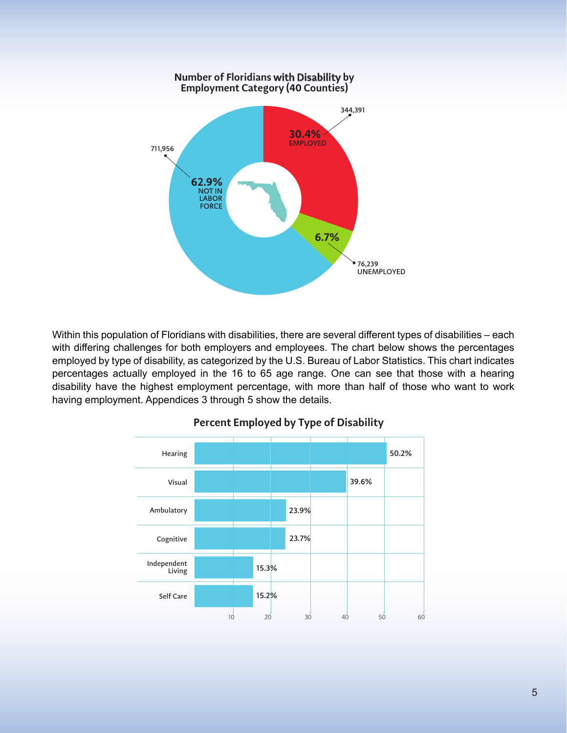**Number of Floridians with Disability by Employment Category (40 Counties)**

| Employment Category | Number | Percent |
|---|---|---|
| Employed | 344,391 | 30.4% |
| Unemployed | 76,239 | 6.7% |
| Not in Labor Force | 711,956 | 62.9% |

Within this population of Floridians with disabilities, there are several different types of disabilities – each with differing challenges for both employers and employees. The chart below shows the percentages employed by type of disability, as categorized by the U.S. Bureau of Labor Statistics. This chart indicates percentages actually employed in the 16 to 65 age range. One can see that those with a hearing disability have the highest employment percentage, with more than half of those who want to work having employment. Appendices 3 through 5 show the details.

**Percent Employed by Type of Disability**

| Type of Disability | Percent Employed |
|---|---|
| Hearing | 50.2% |
| Visual | 39.6% |
| Ambulatory | 23.9% |
| Cognitive | 23.7% |
| Independent Living | 15.3% |
| Self Care | 15.2% |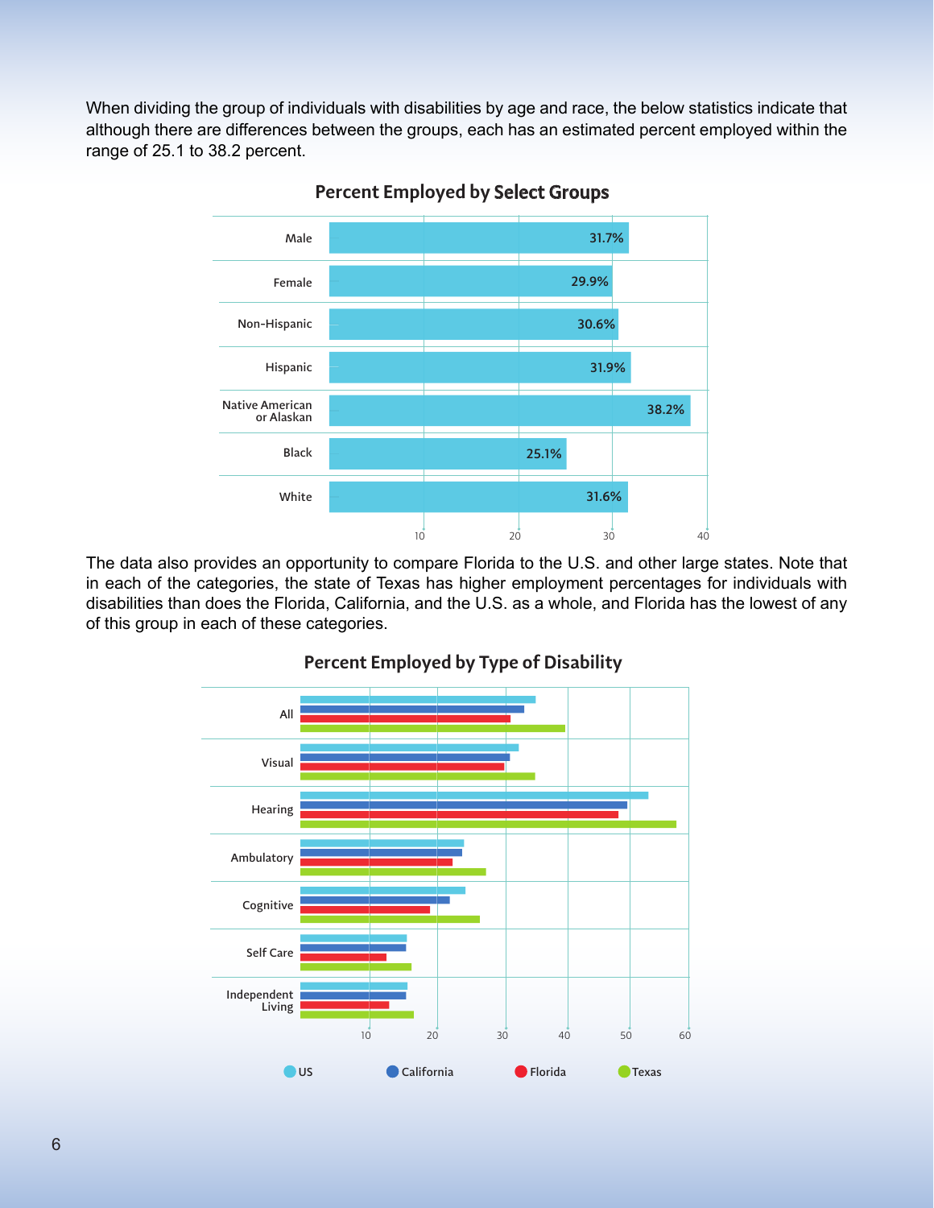When dividing the group of individuals with disabilities by age and race, the below statistics indicate that although there are differences between the groups, each has an estimated percent employed within the range of 25.1 to 38.2 percent.

### Percent Employed by Select Groups

| Group | Percent Employed |
|---|---|
| Male | 31.7% |
| Female | 29.9% |
| Non-Hispanic | 30.6% |
| Hispanic | 31.9% |
| Native American or Alaskan | 38.2% |
| Black | 25.1% |
| White | 31.6% |

The data also provides an opportunity to compare Florida to the U.S. and other large states. Note that in each of the categories, the state of Texas has higher employment percentages for individuals with disabilities than does the Florida, California, and the U.S. as a whole, and Florida has the lowest of any of this group in each of these categories.

### Percent Employed by Type of Disability

Categories: All, Visual, Hearing, Ambulatory, Cognitive, Self Care, Independent Living

Legend: US, California, Florida, Texas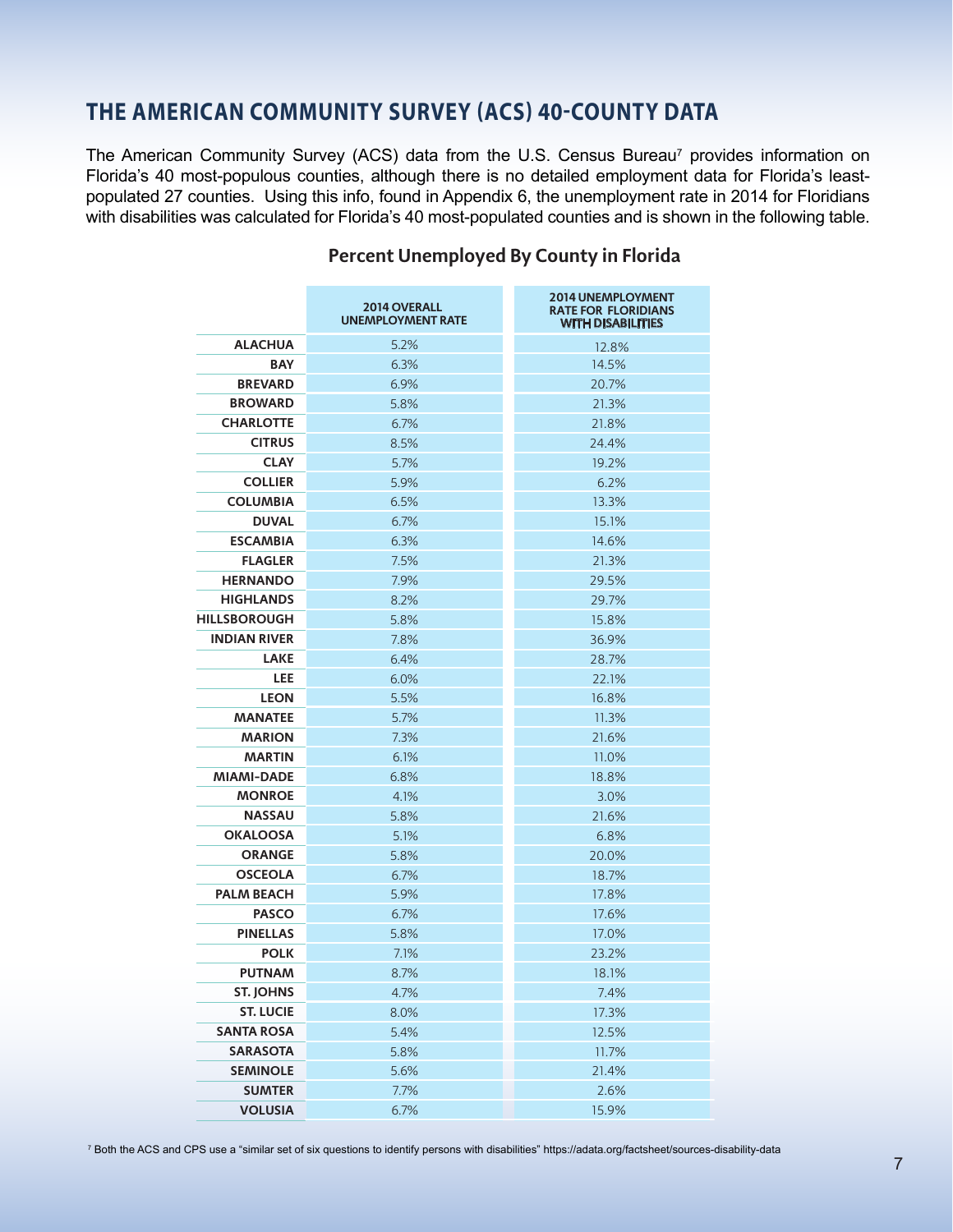## THE AMERICAN COMMUNITY SURVEY (ACS) 40-COUNTY DATA

The American Community Survey (ACS) data from the U.S. Census Bureau[7] provides information on Florida's 40 most-populous counties, although there is no detailed employment data for Florida's least-populated 27 counties. Using this info, found in Appendix 6, the unemployment rate in 2014 for Floridians with disabilities was calculated for Florida's 40 most-populated counties and is shown in the following table.

### Percent Unemployed By County in Florida

| | 2014 OVERALL UNEMPLOYMENT RATE | 2014 UNEMPLOYMENT RATE FOR FLORIDIANS WITH DISABILITIES |
|---|---|---|
| ALACHUA | 5.2% | 12.8% |
| BAY | 6.3% | 14.5% |
| BREVARD | 6.9% | 20.7% |
| BROWARD | 5.8% | 21.3% |
| CHARLOTTE | 6.7% | 21.8% |
| CITRUS | 8.5% | 24.4% |
| CLAY | 5.7% | 19.2% |
| COLLIER | 5.9% | 6.2% |
| COLUMBIA | 6.5% | 13.3% |
| DUVAL | 6.7% | 15.1% |
| ESCAMBIA | 6.3% | 14.6% |
| FLAGLER | 7.5% | 21.3% |
| HERNANDO | 7.9% | 29.5% |
| HIGHLANDS | 8.2% | 29.7% |
| HILLSBOROUGH | 5.8% | 15.8% |
| INDIAN RIVER | 7.8% | 36.9% |
| LAKE | 6.4% | 28.7% |
| LEE | 6.0% | 22.1% |
| LEON | 5.5% | 16.8% |
| MANATEE | 5.7% | 11.3% |
| MARION | 7.3% | 21.6% |
| MARTIN | 6.1% | 11.0% |
| MIAMI-DADE | 6.8% | 18.8% |
| MONROE | 4.1% | 3.0% |
| NASSAU | 5.8% | 21.6% |
| OKALOOSA | 5.1% | 6.8% |
| ORANGE | 5.8% | 20.0% |
| OSCEOLA | 6.7% | 18.7% |
| PALM BEACH | 5.9% | 17.8% |
| PASCO | 6.7% | 17.6% |
| PINELLAS | 5.8% | 17.0% |
| POLK | 7.1% | 23.2% |
| PUTNAM | 8.7% | 18.1% |
| ST. JOHNS | 4.7% | 7.4% |
| ST. LUCIE | 8.0% | 17.3% |
| SANTA ROSA | 5.4% | 12.5% |
| SARASOTA | 5.8% | 11.7% |
| SEMINOLE | 5.6% | 21.4% |
| SUMTER | 7.7% | 2.6% |
| VOLUSIA | 6.7% | 15.9% |

[7] Both the ACS and CPS use a "similar set of six questions to identify persons with disabilities" https://adata.org/factsheet/sources-disability-data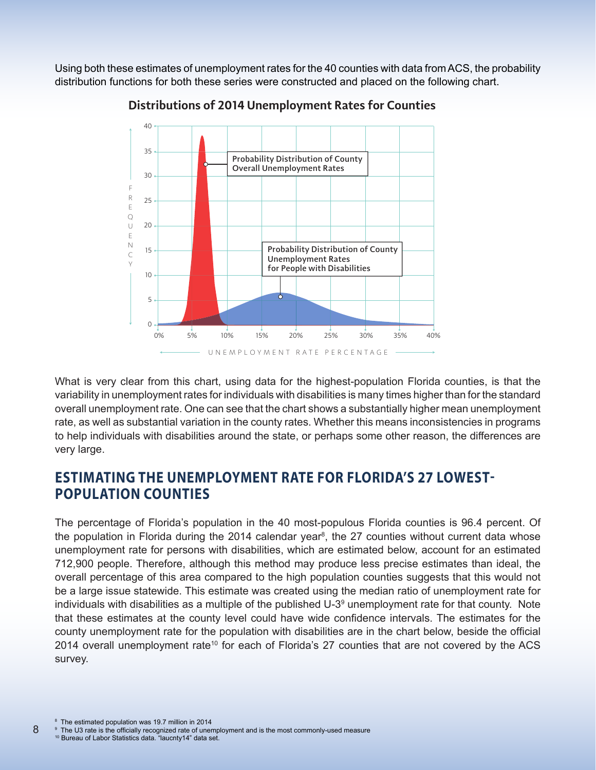Using both these estimates of unemployment rates for the 40 counties with data from ACS, the probability distribution functions for both these series were constructed and placed on the following chart.

**Distributions of 2014 Unemployment Rates for Counties**

What is very clear from this chart, using data for the highest-population Florida counties, is that the variability in unemployment rates for individuals with disabilities is many times higher than for the standard overall unemployment rate. One can see that the chart shows a substantially higher mean unemployment rate, as well as substantial variation in the county rates. Whether this means inconsistencies in programs to help individuals with disabilities around the state, or perhaps some other reason, the differences are very large.

## ESTIMATING THE UNEMPLOYMENT RATE FOR FLORIDA'S 27 LOWEST-POPULATION COUNTIES

The percentage of Florida's population in the 40 most-populous Florida counties is 96.4 percent. Of the population in Florida during the 2014 calendar year[8], the 27 counties without current data whose unemployment rate for persons with disabilities, which are estimated below, account for an estimated 712,900 people. Therefore, although this method may produce less precise estimates than ideal, the overall percentage of this area compared to the high population counties suggests that this would not be a large issue statewide. This estimate was created using the median ratio of unemployment rate for individuals with disabilities as a multiple of the published U-3[9] unemployment rate for that county. Note that these estimates at the county level could have wide confidence intervals. The estimates for the county unemployment rate for the population with disabilities are in the chart below, beside the official 2014 overall unemployment rate[10] for each of Florida's 27 counties that are not covered by the ACS survey.

[8] The estimated population was 19.7 million in 2014

[9] The U3 rate is the officially recognized rate of unemployment and is the most commonly-used measure

[10] Bureau of Labor Statistics data. "laucnty14" data set.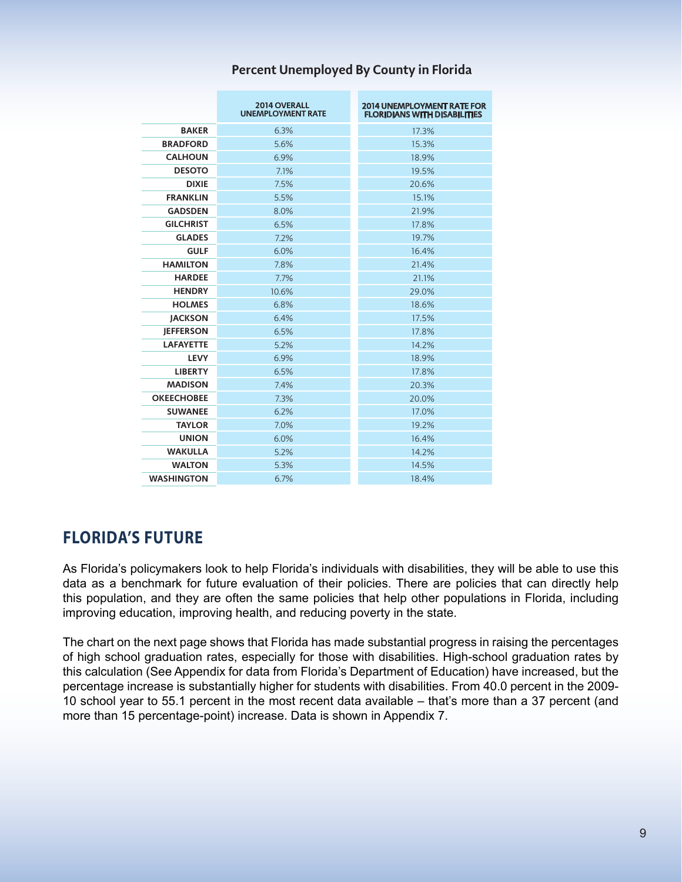**Percent Unemployed By County in Florida**

| | 2014 OVERALL UNEMPLOYMENT RATE | 2014 UNEMPLOYMENT RATE FOR FLORIDIANS WITH DISABILITIES |
|---|---|---|
| **BAKER** | 6.3% | 17.3% |
| **BRADFORD** | 5.6% | 15.3% |
| **CALHOUN** | 6.9% | 18.9% |
| **DESOTO** | 7.1% | 19.5% |
| **DIXIE** | 7.5% | 20.6% |
| **FRANKLIN** | 5.5% | 15.1% |
| **GADSDEN** | 8.0% | 21.9% |
| **GILCHRIST** | 6.5% | 17.8% |
| **GLADES** | 7.2% | 19.7% |
| **GULF** | 6.0% | 16.4% |
| **HAMILTON** | 7.8% | 21.4% |
| **HARDEE** | 7.7% | 21.1% |
| **HENDRY** | 10.6% | 29.0% |
| **HOLMES** | 6.8% | 18.6% |
| **JACKSON** | 6.4% | 17.5% |
| **JEFFERSON** | 6.5% | 17.8% |
| **LAFAYETTE** | 5.2% | 14.2% |
| **LEVY** | 6.9% | 18.9% |
| **LIBERTY** | 6.5% | 17.8% |
| **MADISON** | 7.4% | 20.3% |
| **OKEECHOBEE** | 7.3% | 20.0% |
| **SUWANEE** | 6.2% | 17.0% |
| **TAYLOR** | 7.0% | 19.2% |
| **UNION** | 6.0% | 16.4% |
| **WAKULLA** | 5.2% | 14.2% |
| **WALTON** | 5.3% | 14.5% |
| **WASHINGTON** | 6.7% | 18.4% |

## FLORIDA'S FUTURE

As Florida's policymakers look to help Florida's individuals with disabilities, they will be able to use this data as a benchmark for future evaluation of their policies. There are policies that can directly help this population, and they are often the same policies that help other populations in Florida, including improving education, improving health, and reducing poverty in the state.

The chart on the next page shows that Florida has made substantial progress in raising the percentages of high school graduation rates, especially for those with disabilities. High-school graduation rates by this calculation (See Appendix for data from Florida's Department of Education) have increased, but the percentage increase is substantially higher for students with disabilities. From 40.0 percent in the 2009-10 school year to 55.1 percent in the most recent data available – that's more than a 37 percent (and more than 15 percentage-point) increase. Data is shown in Appendix 7.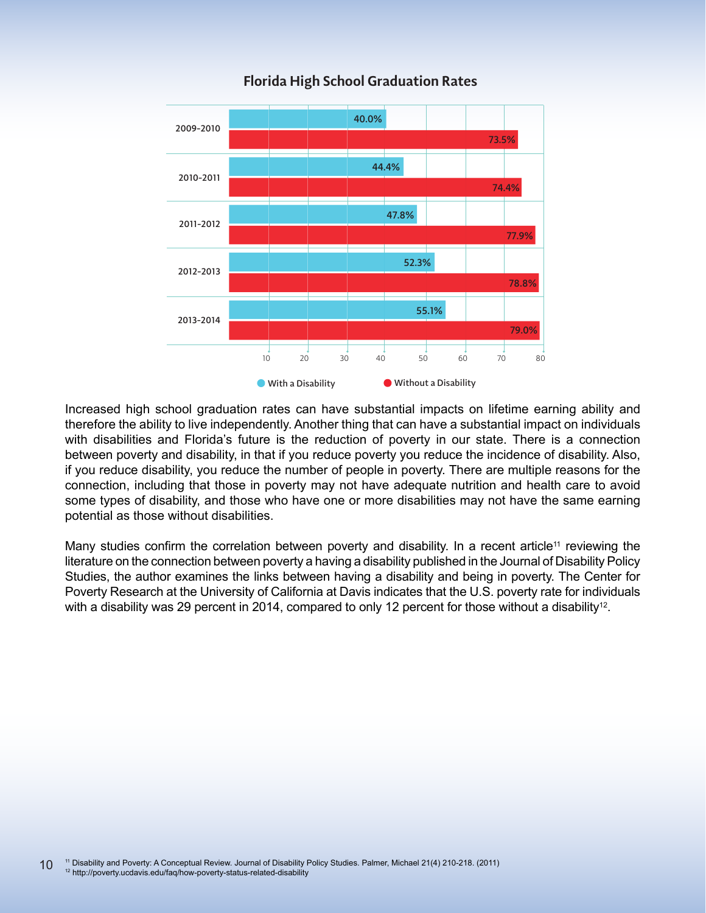## Florida High School Graduation Rates

| Year | With a Disability | Without a Disability |
|---|---|---|
| 2009-2010 | 40.0% | 73.5% |
| 2010-2011 | 44.4% | 74.4% |
| 2011-2012 | 47.8% | 77.9% |
| 2012-2013 | 52.3% | 78.8% |
| 2013-2014 | 55.1% | 79.0% |

Increased high school graduation rates can have substantial impacts on lifetime earning ability and therefore the ability to live independently. Another thing that can have a substantial impact on individuals with disabilities and Florida's future is the reduction of poverty in our state. There is a connection between poverty and disability, in that if you reduce poverty you reduce the incidence of disability. Also, if you reduce disability, you reduce the number of people in poverty. There are multiple reasons for the connection, including that those in poverty may not have adequate nutrition and health care to avoid some types of disability, and those who have one or more disabilities may not have the same earning potential as those without disabilities.

Many studies confirm the correlation between poverty and disability. In a recent article[11] reviewing the literature on the connection between poverty a having a disability published in the Journal of Disability Policy Studies, the author examines the links between having a disability and being in poverty. The Center for Poverty Research at the University of California at Davis indicates that the U.S. poverty rate for individuals with a disability was 29 percent in 2014, compared to only 12 percent for those without a disability[12].

[11] Disability and Poverty: A Conceptual Review. Journal of Disability Policy Studies. Palmer, Michael 21(4) 210-218. (2011)
[12] http://poverty.ucdavis.edu/faq/how-poverty-status-related-disability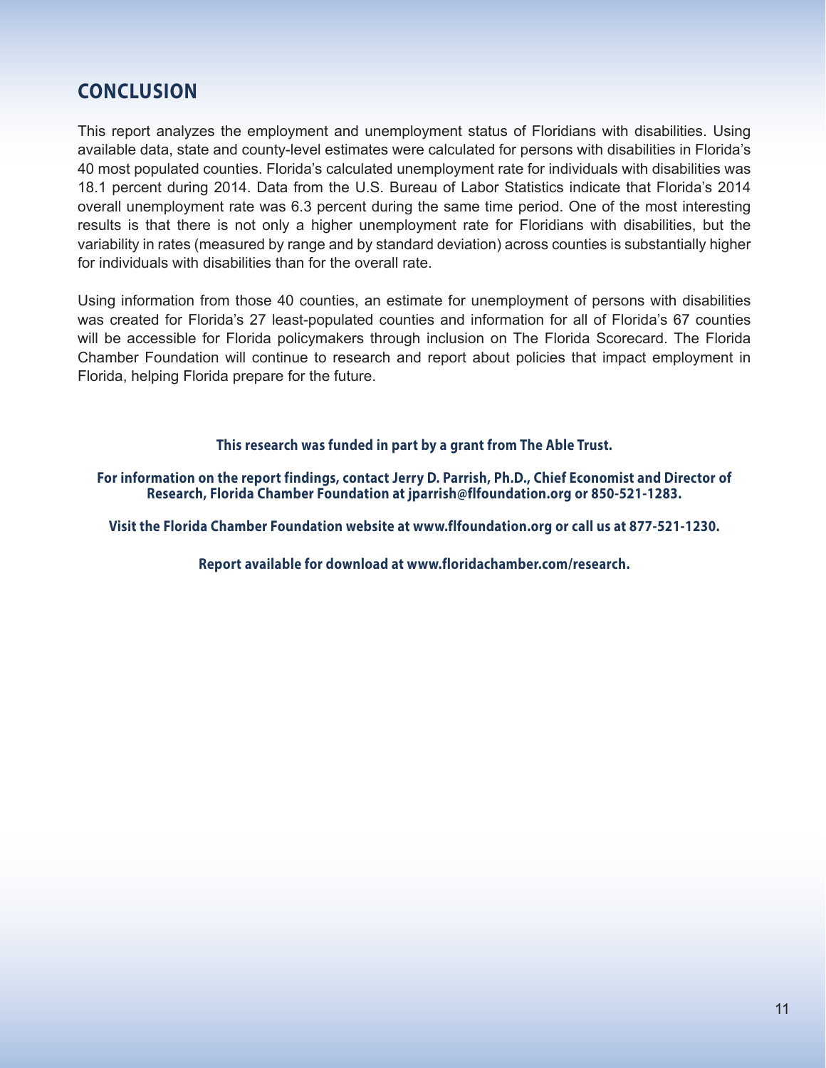## CONCLUSION

This report analyzes the employment and unemployment status of Floridians with disabilities. Using available data, state and county-level estimates were calculated for persons with disabilities in Florida's 40 most populated counties. Florida's calculated unemployment rate for individuals with disabilities was 18.1 percent during 2014. Data from the U.S. Bureau of Labor Statistics indicate that Florida's 2014 overall unemployment rate was 6.3 percent during the same time period. One of the most interesting results is that there is not only a higher unemployment rate for Floridians with disabilities, but the variability in rates (measured by range and by standard deviation) across counties is substantially higher for individuals with disabilities than for the overall rate.

Using information from those 40 counties, an estimate for unemployment of persons with disabilities was created for Florida's 27 least-populated counties and information for all of Florida's 67 counties will be accessible for Florida policymakers through inclusion on The Florida Scorecard. The Florida Chamber Foundation will continue to research and report about policies that impact employment in Florida, helping Florida prepare for the future.

**This research was funded in part by a grant from The Able Trust.**

**For information on the report findings, contact Jerry D. Parrish, Ph.D., Chief Economist and Director of Research, Florida Chamber Foundation at jparrish@flfoundation.org or 850-521-1283.**

**Visit the Florida Chamber Foundation website at www.flfoundation.org or call us at 877-521-1230.**

**Report available for download at www.floridachamber.com/research.**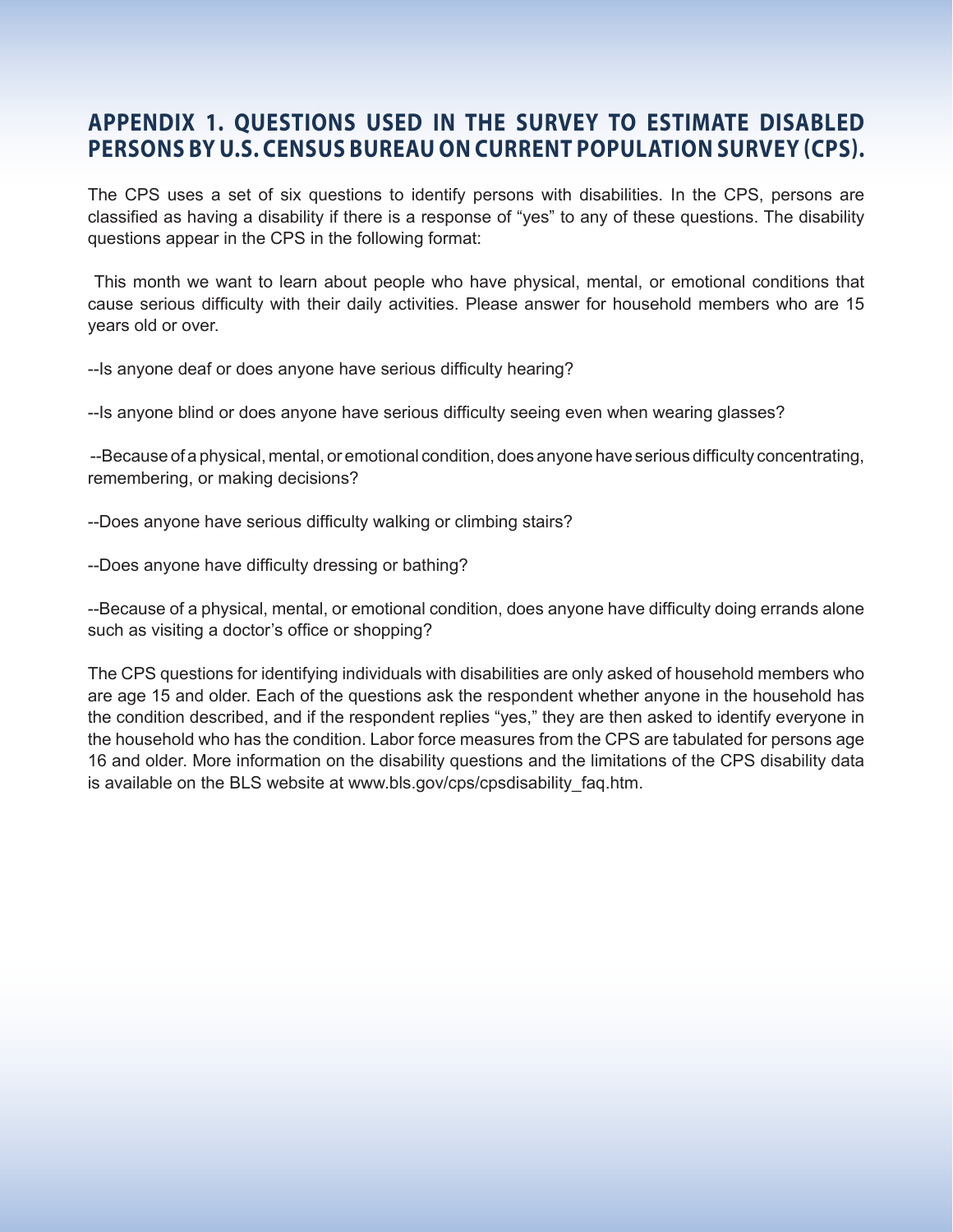## APPENDIX 1. QUESTIONS USED IN THE SURVEY TO ESTIMATE DISABLED PERSONS BY U.S. CENSUS BUREAU ON CURRENT POPULATION SURVEY (CPS).

The CPS uses a set of six questions to identify persons with disabilities. In the CPS, persons are classified as having a disability if there is a response of "yes" to any of these questions. The disability questions appear in the CPS in the following format:

This month we want to learn about people who have physical, mental, or emotional conditions that cause serious difficulty with their daily activities. Please answer for household members who are 15 years old or over.

--Is anyone deaf or does anyone have serious difficulty hearing?

--Is anyone blind or does anyone have serious difficulty seeing even when wearing glasses?

--Because of a physical, mental, or emotional condition, does anyone have serious difficulty concentrating, remembering, or making decisions?

--Does anyone have serious difficulty walking or climbing stairs?

--Does anyone have difficulty dressing or bathing?

--Because of a physical, mental, or emotional condition, does anyone have difficulty doing errands alone such as visiting a doctor's office or shopping?

The CPS questions for identifying individuals with disabilities are only asked of household members who are age 15 and older. Each of the questions ask the respondent whether anyone in the household has the condition described, and if the respondent replies "yes," they are then asked to identify everyone in the household who has the condition. Labor force measures from the CPS are tabulated for persons age 16 and older. More information on the disability questions and the limitations of the CPS disability data is available on the BLS website at www.bls.gov/cps/cpsdisability_faq.htm.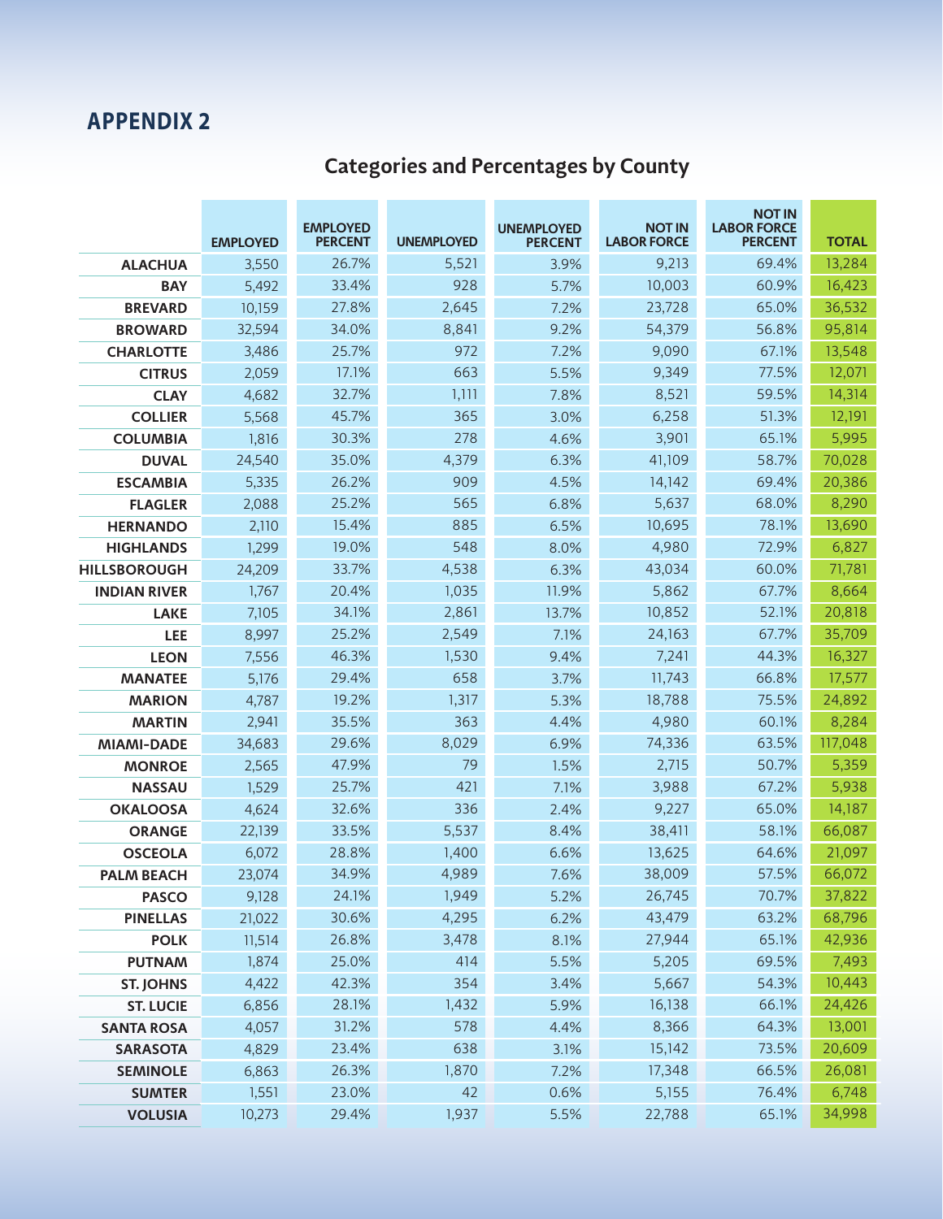## APPENDIX 2

### Categories and Percentages by County

| | EMPLOYED | EMPLOYED PERCENT | UNEMPLOYED | UNEMPLOYED PERCENT | NOT IN LABOR FORCE | NOT IN LABOR FORCE PERCENT | TOTAL |
|---|---|---|---|---|---|---|---|
| ALACHUA | 3,550 | 26.7% | 5,521 | 3.9% | 9,213 | 69.4% | 13,284 |
| BAY | 5,492 | 33.4% | 928 | 5.7% | 10,003 | 60.9% | 16,423 |
| BREVARD | 10,159 | 27.8% | 2,645 | 7.2% | 23,728 | 65.0% | 36,532 |
| BROWARD | 32,594 | 34.0% | 8,841 | 9.2% | 54,379 | 56.8% | 95,814 |
| CHARLOTTE | 3,486 | 25.7% | 972 | 7.2% | 9,090 | 67.1% | 13,548 |
| CITRUS | 2,059 | 17.1% | 663 | 5.5% | 9,349 | 77.5% | 12,071 |
| CLAY | 4,682 | 32.7% | 1,111 | 7.8% | 8,521 | 59.5% | 14,314 |
| COLLIER | 5,568 | 45.7% | 365 | 3.0% | 6,258 | 51.3% | 12,191 |
| COLUMBIA | 1,816 | 30.3% | 278 | 4.6% | 3,901 | 65.1% | 5,995 |
| DUVAL | 24,540 | 35.0% | 4,379 | 6.3% | 41,109 | 58.7% | 70,028 |
| ESCAMBIA | 5,335 | 26.2% | 909 | 4.5% | 14,142 | 69.4% | 20,386 |
| FLAGLER | 2,088 | 25.2% | 565 | 6.8% | 5,637 | 68.0% | 8,290 |
| HERNANDO | 2,110 | 15.4% | 885 | 6.5% | 10,695 | 78.1% | 13,690 |
| HIGHLANDS | 1,299 | 19.0% | 548 | 8.0% | 4,980 | 72.9% | 6,827 |
| HILLSBOROUGH | 24,209 | 33.7% | 4,538 | 6.3% | 43,034 | 60.0% | 71,781 |
| INDIAN RIVER | 1,767 | 20.4% | 1,035 | 11.9% | 5,862 | 67.7% | 8,664 |
| LAKE | 7,105 | 34.1% | 2,861 | 13.7% | 10,852 | 52.1% | 20,818 |
| LEE | 8,997 | 25.2% | 2,549 | 7.1% | 24,163 | 67.7% | 35,709 |
| LEON | 7,556 | 46.3% | 1,530 | 9.4% | 7,241 | 44.3% | 16,327 |
| MANATEE | 5,176 | 29.4% | 658 | 3.7% | 11,743 | 66.8% | 17,577 |
| MARION | 4,787 | 19.2% | 1,317 | 5.3% | 18,788 | 75.5% | 24,892 |
| MARTIN | 2,941 | 35.5% | 363 | 4.4% | 4,980 | 60.1% | 8,284 |
| MIAMI-DADE | 34,683 | 29.6% | 8,029 | 6.9% | 74,336 | 63.5% | 117,048 |
| MONROE | 2,565 | 47.9% | 79 | 1.5% | 2,715 | 50.7% | 5,359 |
| NASSAU | 1,529 | 25.7% | 421 | 7.1% | 3,988 | 67.2% | 5,938 |
| OKALOOSA | 4,624 | 32.6% | 336 | 2.4% | 9,227 | 65.0% | 14,187 |
| ORANGE | 22,139 | 33.5% | 5,537 | 8.4% | 38,411 | 58.1% | 66,087 |
| OSCEOLA | 6,072 | 28.8% | 1,400 | 6.6% | 13,625 | 64.6% | 21,097 |
| PALM BEACH | 23,074 | 34.9% | 4,989 | 7.6% | 38,009 | 57.5% | 66,072 |
| PASCO | 9,128 | 24.1% | 1,949 | 5.2% | 26,745 | 70.7% | 37,822 |
| PINELLAS | 21,022 | 30.6% | 4,295 | 6.2% | 43,479 | 63.2% | 68,796 |
| POLK | 11,514 | 26.8% | 3,478 | 8.1% | 27,944 | 65.1% | 42,936 |
| PUTNAM | 1,874 | 25.0% | 414 | 5.5% | 5,205 | 69.5% | 7,493 |
| ST. JOHNS | 4,422 | 42.3% | 354 | 3.4% | 5,667 | 54.3% | 10,443 |
| ST. LUCIE | 6,856 | 28.1% | 1,432 | 5.9% | 16,138 | 66.1% | 24,426 |
| SANTA ROSA | 4,057 | 31.2% | 578 | 4.4% | 8,366 | 64.3% | 13,001 |
| SARASOTA | 4,829 | 23.4% | 638 | 3.1% | 15,142 | 73.5% | 20,609 |
| SEMINOLE | 6,863 | 26.3% | 1,870 | 7.2% | 17,348 | 66.5% | 26,081 |
| SUMTER | 1,551 | 23.0% | 42 | 0.6% | 5,155 | 76.4% | 6,748 |
| VOLUSIA | 10,273 | 29.4% | 1,937 | 5.5% | 22,788 | 65.1% | 34,998 |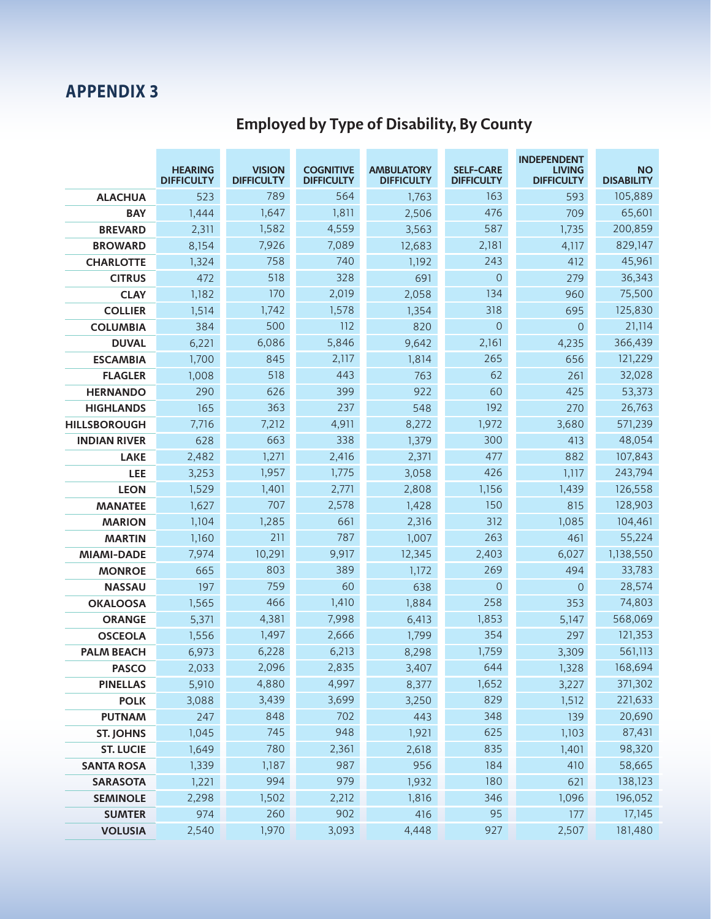# APPENDIX 3

## Employed by Type of Disability, By County

| | HEARING DIFFICULTY | VISION DIFFICULTY | COGNITIVE DIFFICULTY | AMBULATORY DIFFICULTY | SELF-CARE DIFFICULTY | INDEPENDENT LIVING DIFFICULTY | NO DISABILITY |
|---|---|---|---|---|---|---|---|
| **ALACHUA** | 523 | 789 | 564 | 1,763 | 163 | 593 | 105,889 |
| **BAY** | 1,444 | 1,647 | 1,811 | 2,506 | 476 | 709 | 65,601 |
| **BREVARD** | 2,311 | 1,582 | 4,559 | 3,563 | 587 | 1,735 | 200,859 |
| **BROWARD** | 8,154 | 7,926 | 7,089 | 12,683 | 2,181 | 4,117 | 829,147 |
| **CHARLOTTE** | 1,324 | 758 | 740 | 1,192 | 243 | 412 | 45,961 |
| **CITRUS** | 472 | 518 | 328 | 691 | 0 | 279 | 36,343 |
| **CLAY** | 1,182 | 170 | 2,019 | 2,058 | 134 | 960 | 75,500 |
| **COLLIER** | 1,514 | 1,742 | 1,578 | 1,354 | 318 | 695 | 125,830 |
| **COLUMBIA** | 384 | 500 | 112 | 820 | 0 | 0 | 21,114 |
| **DUVAL** | 6,221 | 6,086 | 5,846 | 9,642 | 2,161 | 4,235 | 366,439 |
| **ESCAMBIA** | 1,700 | 845 | 2,117 | 1,814 | 265 | 656 | 121,229 |
| **FLAGLER** | 1,008 | 518 | 443 | 763 | 62 | 261 | 32,028 |
| **HERNANDO** | 290 | 626 | 399 | 922 | 60 | 425 | 53,373 |
| **HIGHLANDS** | 165 | 363 | 237 | 548 | 192 | 270 | 26,763 |
| **HILLSBOROUGH** | 7,716 | 7,212 | 4,911 | 8,272 | 1,972 | 3,680 | 571,239 |
| **INDIAN RIVER** | 628 | 663 | 338 | 1,379 | 300 | 413 | 48,054 |
| **LAKE** | 2,482 | 1,271 | 2,416 | 2,371 | 477 | 882 | 107,843 |
| **LEE** | 3,253 | 1,957 | 1,775 | 3,058 | 426 | 1,117 | 243,794 |
| **LEON** | 1,529 | 1,401 | 2,771 | 2,808 | 1,156 | 1,439 | 126,558 |
| **MANATEE** | 1,627 | 707 | 2,578 | 1,428 | 150 | 815 | 128,903 |
| **MARION** | 1,104 | 1,285 | 661 | 2,316 | 312 | 1,085 | 104,461 |
| **MARTIN** | 1,160 | 211 | 787 | 1,007 | 263 | 461 | 55,224 |
| **MIAMI-DADE** | 7,974 | 10,291 | 9,917 | 12,345 | 2,403 | 6,027 | 1,138,550 |
| **MONROE** | 665 | 803 | 389 | 1,172 | 269 | 494 | 33,783 |
| **NASSAU** | 197 | 759 | 60 | 638 | 0 | 0 | 28,574 |
| **OKALOOSA** | 1,565 | 466 | 1,410 | 1,884 | 258 | 353 | 74,803 |
| **ORANGE** | 5,371 | 4,381 | 7,998 | 6,413 | 1,853 | 5,147 | 568,069 |
| **OSCEOLA** | 1,556 | 1,497 | 2,666 | 1,799 | 354 | 297 | 121,353 |
| **PALM BEACH** | 6,973 | 6,228 | 6,213 | 8,298 | 1,759 | 3,309 | 561,113 |
| **PASCO** | 2,033 | 2,096 | 2,835 | 3,407 | 644 | 1,328 | 168,694 |
| **PINELLAS** | 5,910 | 4,880 | 4,997 | 8,377 | 1,652 | 3,227 | 371,302 |
| **POLK** | 3,088 | 3,439 | 3,699 | 3,250 | 829 | 1,512 | 221,633 |
| **PUTNAM** | 247 | 848 | 702 | 443 | 348 | 139 | 20,690 |
| **ST. JOHNS** | 1,045 | 745 | 948 | 1,921 | 625 | 1,103 | 87,431 |
| **ST. LUCIE** | 1,649 | 780 | 2,361 | 2,618 | 835 | 1,401 | 98,320 |
| **SANTA ROSA** | 1,339 | 1,187 | 987 | 956 | 184 | 410 | 58,665 |
| **SARASOTA** | 1,221 | 994 | 979 | 1,932 | 180 | 621 | 138,123 |
| **SEMINOLE** | 2,298 | 1,502 | 2,212 | 1,816 | 346 | 1,096 | 196,052 |
| **SUMTER** | 974 | 260 | 902 | 416 | 95 | 177 | 17,145 |
| **VOLUSIA** | 2,540 | 1,970 | 3,093 | 4,448 | 927 | 2,507 | 181,480 |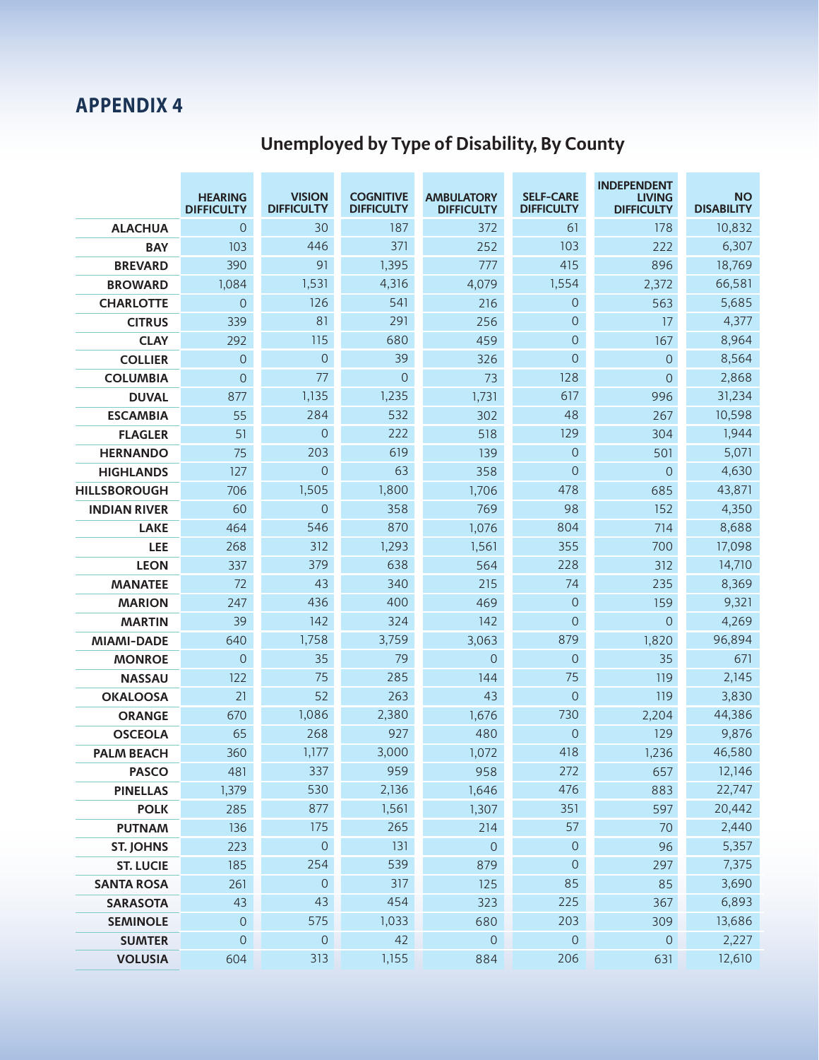## APPENDIX 4

### Unemployed by Type of Disability, By County

| | HEARING DIFFICULTY | VISION DIFFICULTY | COGNITIVE DIFFICULTY | AMBULATORY DIFFICULTY | SELF-CARE DIFFICULTY | INDEPENDENT LIVING DIFFICULTY | NO DISABILITY |
|---|---|---|---|---|---|---|---|
| ALACHUA | 0 | 30 | 187 | 372 | 61 | 178 | 10,832 |
| BAY | 103 | 446 | 371 | 252 | 103 | 222 | 6,307 |
| BREVARD | 390 | 91 | 1,395 | 777 | 415 | 896 | 18,769 |
| BROWARD | 1,084 | 1,531 | 4,316 | 4,079 | 1,554 | 2,372 | 66,581 |
| CHARLOTTE | 0 | 126 | 541 | 216 | 0 | 563 | 5,685 |
| CITRUS | 339 | 81 | 291 | 256 | 0 | 17 | 4,377 |
| CLAY | 292 | 115 | 680 | 459 | 0 | 167 | 8,964 |
| COLLIER | 0 | 0 | 39 | 326 | 0 | 0 | 8,564 |
| COLUMBIA | 0 | 77 | 0 | 73 | 128 | 0 | 2,868 |
| DUVAL | 877 | 1,135 | 1,235 | 1,731 | 617 | 996 | 31,234 |
| ESCAMBIA | 55 | 284 | 532 | 302 | 48 | 267 | 10,598 |
| FLAGLER | 51 | 0 | 222 | 518 | 129 | 304 | 1,944 |
| HERNANDO | 75 | 203 | 619 | 139 | 0 | 501 | 5,071 |
| HIGHLANDS | 127 | 0 | 63 | 358 | 0 | 0 | 4,630 |
| HILLSBOROUGH | 706 | 1,505 | 1,800 | 1,706 | 478 | 685 | 43,871 |
| INDIAN RIVER | 60 | 0 | 358 | 769 | 98 | 152 | 4,350 |
| LAKE | 464 | 546 | 870 | 1,076 | 804 | 714 | 8,688 |
| LEE | 268 | 312 | 1,293 | 1,561 | 355 | 700 | 17,098 |
| LEON | 337 | 379 | 638 | 564 | 228 | 312 | 14,710 |
| MANATEE | 72 | 43 | 340 | 215 | 74 | 235 | 8,369 |
| MARION | 247 | 436 | 400 | 469 | 0 | 159 | 9,321 |
| MARTIN | 39 | 142 | 324 | 142 | 0 | 0 | 4,269 |
| MIAMI-DADE | 640 | 1,758 | 3,759 | 3,063 | 879 | 1,820 | 96,894 |
| MONROE | 0 | 35 | 79 | 0 | 0 | 35 | 671 |
| NASSAU | 122 | 75 | 285 | 144 | 75 | 119 | 2,145 |
| OKALOOSA | 21 | 52 | 263 | 43 | 0 | 119 | 3,830 |
| ORANGE | 670 | 1,086 | 2,380 | 1,676 | 730 | 2,204 | 44,386 |
| OSCEOLA | 65 | 268 | 927 | 480 | 0 | 129 | 9,876 |
| PALM BEACH | 360 | 1,177 | 3,000 | 1,072 | 418 | 1,236 | 46,580 |
| PASCO | 481 | 337 | 959 | 958 | 272 | 657 | 12,146 |
| PINELLAS | 1,379 | 530 | 2,136 | 1,646 | 476 | 883 | 22,747 |
| POLK | 285 | 877 | 1,561 | 1,307 | 351 | 597 | 20,442 |
| PUTNAM | 136 | 175 | 265 | 214 | 57 | 70 | 2,440 |
| ST. JOHNS | 223 | 0 | 131 | 0 | 0 | 96 | 5,357 |
| ST. LUCIE | 185 | 254 | 539 | 879 | 0 | 297 | 7,375 |
| SANTA ROSA | 261 | 0 | 317 | 125 | 85 | 85 | 3,690 |
| SARASOTA | 43 | 43 | 454 | 323 | 225 | 367 | 6,893 |
| SEMINOLE | 0 | 575 | 1,033 | 680 | 203 | 309 | 13,686 |
| SUMTER | 0 | 0 | 42 | 0 | 0 | 0 | 2,227 |
| VOLUSIA | 604 | 313 | 1,155 | 884 | 206 | 631 | 12,610 |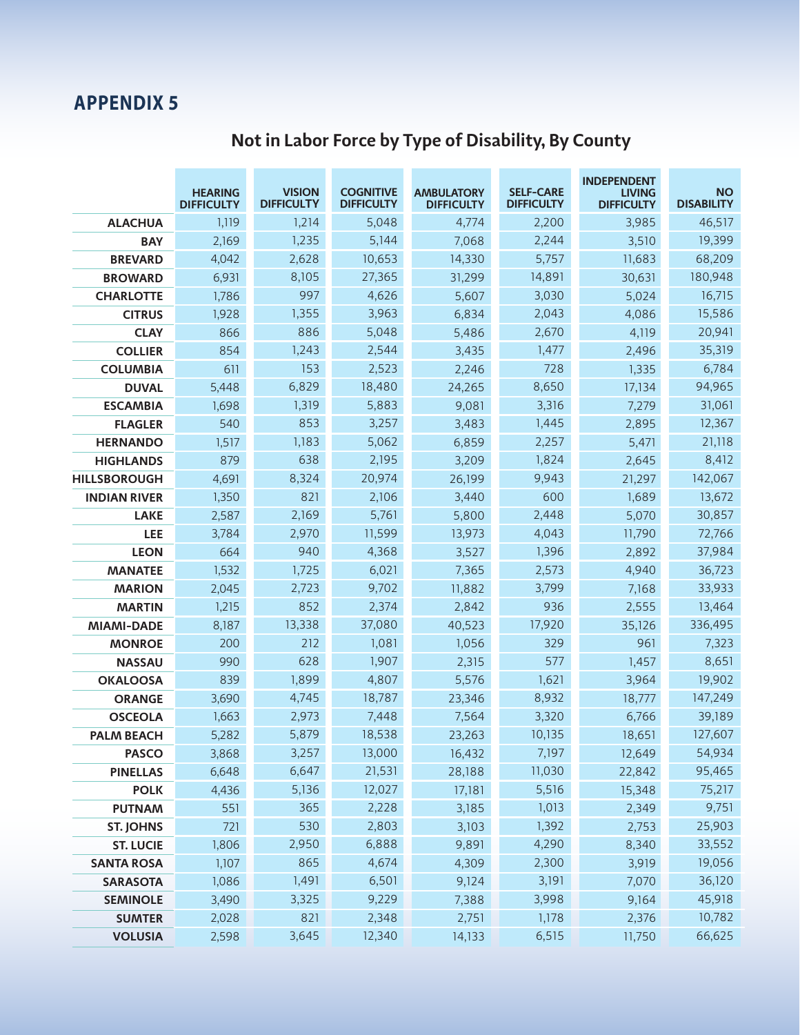# APPENDIX 5

## Not in Labor Force by Type of Disability, By County

| | HEARING DIFFICULTY | VISION DIFFICULTY | COGNITIVE DIFFICULTY | AMBULATORY DIFFICULTY | SELF-CARE DIFFICULTY | INDEPENDENT LIVING DIFFICULTY | NO DISABILITY |
|---|---|---|---|---|---|---|---|
| ALACHUA | 1,119 | 1,214 | 5,048 | 4,774 | 2,200 | 3,985 | 46,517 |
| BAY | 2,169 | 1,235 | 5,144 | 7,068 | 2,244 | 3,510 | 19,399 |
| BREVARD | 4,042 | 2,628 | 10,653 | 14,330 | 5,757 | 11,683 | 68,209 |
| BROWARD | 6,931 | 8,105 | 27,365 | 31,299 | 14,891 | 30,631 | 180,948 |
| CHARLOTTE | 1,786 | 997 | 4,626 | 5,607 | 3,030 | 5,024 | 16,715 |
| CITRUS | 1,928 | 1,355 | 3,963 | 6,834 | 2,043 | 4,086 | 15,586 |
| CLAY | 866 | 886 | 5,048 | 5,486 | 2,670 | 4,119 | 20,941 |
| COLLIER | 854 | 1,243 | 2,544 | 3,435 | 1,477 | 2,496 | 35,319 |
| COLUMBIA | 611 | 153 | 2,523 | 2,246 | 728 | 1,335 | 6,784 |
| DUVAL | 5,448 | 6,829 | 18,480 | 24,265 | 8,650 | 17,134 | 94,965 |
| ESCAMBIA | 1,698 | 1,319 | 5,883 | 9,081 | 3,316 | 7,279 | 31,061 |
| FLAGLER | 540 | 853 | 3,257 | 3,483 | 1,445 | 2,895 | 12,367 |
| HERNANDO | 1,517 | 1,183 | 5,062 | 6,859 | 2,257 | 5,471 | 21,118 |
| HIGHLANDS | 879 | 638 | 2,195 | 3,209 | 1,824 | 2,645 | 8,412 |
| HILLSBOROUGH | 4,691 | 8,324 | 20,974 | 26,199 | 9,943 | 21,297 | 142,067 |
| INDIAN RIVER | 1,350 | 821 | 2,106 | 3,440 | 600 | 1,689 | 13,672 |
| LAKE | 2,587 | 2,169 | 5,761 | 5,800 | 2,448 | 5,070 | 30,857 |
| LEE | 3,784 | 2,970 | 11,599 | 13,973 | 4,043 | 11,790 | 72,766 |
| LEON | 664 | 940 | 4,368 | 3,527 | 1,396 | 2,892 | 37,984 |
| MANATEE | 1,532 | 1,725 | 6,021 | 7,365 | 2,573 | 4,940 | 36,723 |
| MARION | 2,045 | 2,723 | 9,702 | 11,882 | 3,799 | 7,168 | 33,933 |
| MARTIN | 1,215 | 852 | 2,374 | 2,842 | 936 | 2,555 | 13,464 |
| MIAMI-DADE | 8,187 | 13,338 | 37,080 | 40,523 | 17,920 | 35,126 | 336,495 |
| MONROE | 200 | 212 | 1,081 | 1,056 | 329 | 961 | 7,323 |
| NASSAU | 990 | 628 | 1,907 | 2,315 | 577 | 1,457 | 8,651 |
| OKALOOSA | 839 | 1,899 | 4,807 | 5,576 | 1,621 | 3,964 | 19,902 |
| ORANGE | 3,690 | 4,745 | 18,787 | 23,346 | 8,932 | 18,777 | 147,249 |
| OSCEOLA | 1,663 | 2,973 | 7,448 | 7,564 | 3,320 | 6,766 | 39,189 |
| PALM BEACH | 5,282 | 5,879 | 18,538 | 23,263 | 10,135 | 18,651 | 127,607 |
| PASCO | 3,868 | 3,257 | 13,000 | 16,432 | 7,197 | 12,649 | 54,934 |
| PINELLAS | 6,648 | 6,647 | 21,531 | 28,188 | 11,030 | 22,842 | 95,465 |
| POLK | 4,436 | 5,136 | 12,027 | 17,181 | 5,516 | 15,348 | 75,217 |
| PUTNAM | 551 | 365 | 2,228 | 3,185 | 1,013 | 2,349 | 9,751 |
| ST. JOHNS | 721 | 530 | 2,803 | 3,103 | 1,392 | 2,753 | 25,903 |
| ST. LUCIE | 1,806 | 2,950 | 6,888 | 9,891 | 4,290 | 8,340 | 33,552 |
| SANTA ROSA | 1,107 | 865 | 4,674 | 4,309 | 2,300 | 3,919 | 19,056 |
| SARASOTA | 1,086 | 1,491 | 6,501 | 9,124 | 3,191 | 7,070 | 36,120 |
| SEMINOLE | 3,490 | 3,325 | 9,229 | 7,388 | 3,998 | 9,164 | 45,918 |
| SUMTER | 2,028 | 821 | 2,348 | 2,751 | 1,178 | 2,376 | 10,782 |
| VOLUSIA | 2,598 | 3,645 | 12,340 | 14,133 | 6,515 | 11,750 | 66,625 |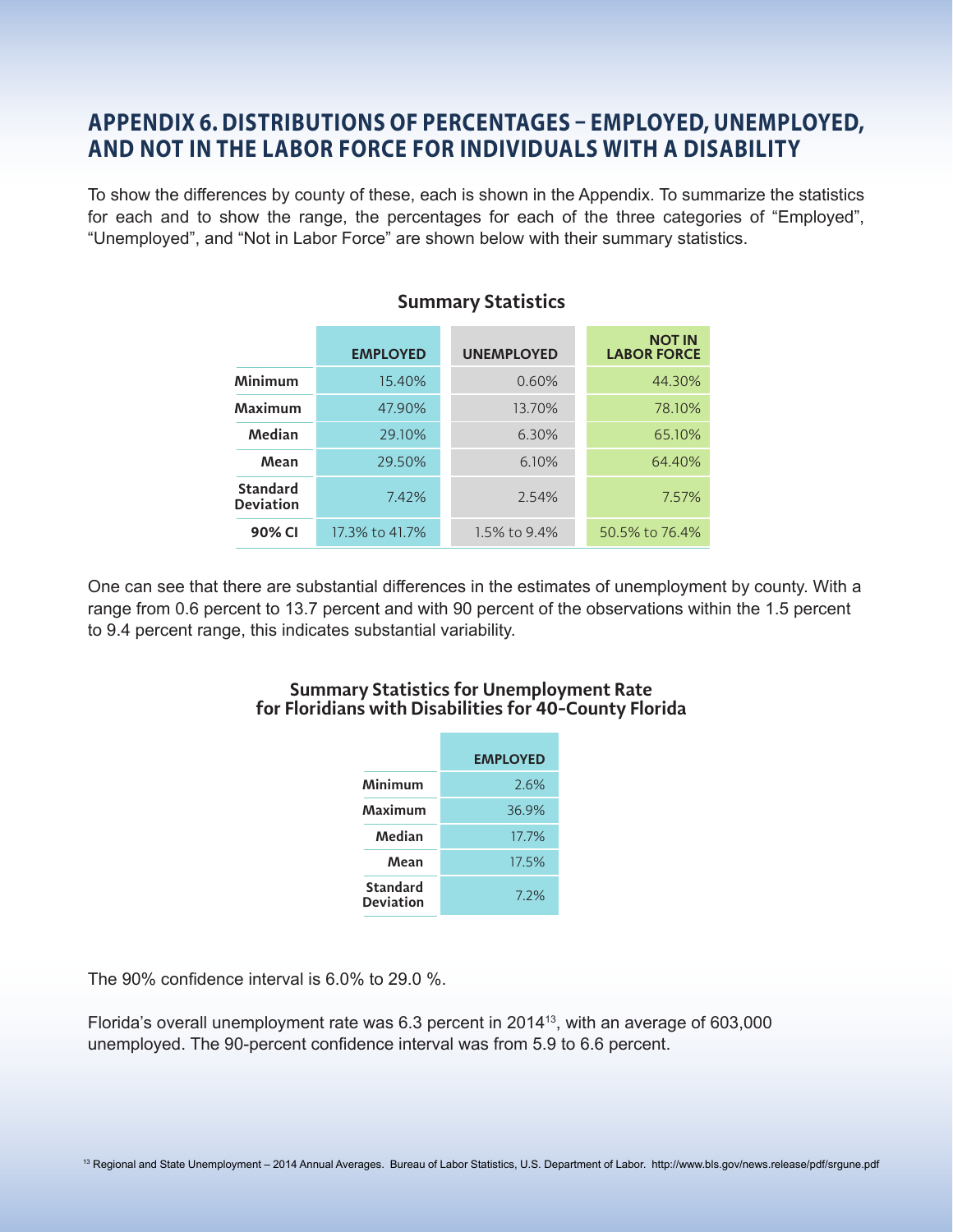# APPENDIX 6. DISTRIBUTIONS OF PERCENTAGES – EMPLOYED, UNEMPLOYED, AND NOT IN THE LABOR FORCE FOR INDIVIDUALS WITH A DISABILITY

To show the differences by county of these, each is shown in the Appendix. To summarize the statistics for each and to show the range, the percentages for each of the three categories of "Employed", "Unemployed", and "Not in Labor Force" are shown below with their summary statistics.

### Summary Statistics

| | EMPLOYED | UNEMPLOYED | NOT IN LABOR FORCE |
|---|---|---|---|
| **Minimum** | 15.40% | 0.60% | 44.30% |
| **Maximum** | 47.90% | 13.70% | 78.10% |
| **Median** | 29.10% | 6.30% | 65.10% |
| **Mean** | 29.50% | 6.10% | 64.40% |
| **Standard Deviation** | 7.42% | 2.54% | 7.57% |
| **90% CI** | 17.3% to 41.7% | 1.5% to 9.4% | 50.5% to 76.4% |

One can see that there are substantial differences in the estimates of unemployment by county. With a range from 0.6 percent to 13.7 percent and with 90 percent of the observations within the 1.5 percent to 9.4 percent range, this indicates substantial variability.

### Summary Statistics for Unemployment Rate for Floridians with Disabilities for 40-County Florida

| | EMPLOYED |
|---|---|
| **Minimum** | 2.6% |
| **Maximum** | 36.9% |
| **Median** | 17.7% |
| **Mean** | 17.5% |
| **Standard Deviation** | 7.2% |

The 90% confidence interval is 6.0% to 29.0 %.

Florida's overall unemployment rate was 6.3 percent in 2014[13], with an average of 603,000 unemployed. The 90-percent confidence interval was from 5.9 to 6.6 percent.

[13] Regional and State Unemployment – 2014 Annual Averages. Bureau of Labor Statistics, U.S. Department of Labor. http://www.bls.gov/news.release/pdf/srgune.pdf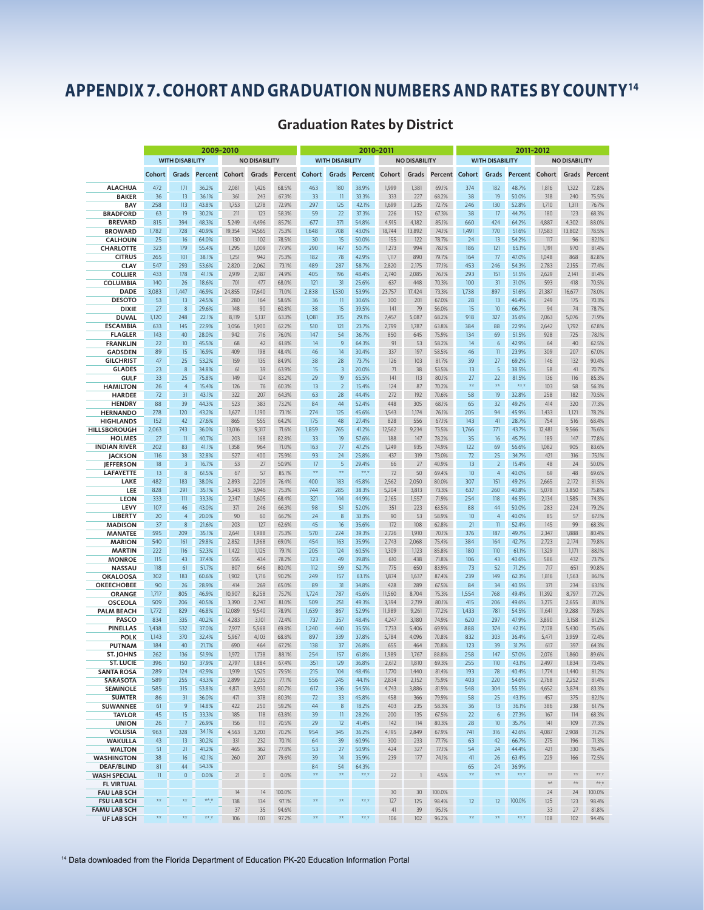# APPENDIX 7. COHORT AND GRADUATION NUMBERS AND RATES BY COUNTY[14]

## Graduation Rates by District

| | 2009-2010 | | | | | | 2010-2011 | | | | | | 2011-2012 | | | | | |
|---|---|---|---|---|---|---|---|---|---|---|---|---|---|---|---|---|---|---|
| | WITH DISABILITY | | | NO DISABILITY | | | WITH DISABILITY | | | NO DISABILITY | | | WITH DISABILITY | | | NO DISABILITY | | |
| | Cohort | Grads | Percent | Cohort | Grads | Percent | Cohort | Grads | Percent | Cohort | Grads | Percent | Cohort | Grads | Percent | Cohort | Grads | Percent |
| ALACHUA | 472 | 171 | 36.2% | 2,081 | 1,426 | 68.5% | 463 | 180 | 38.9% | 1,999 | 1,381 | 69.1% | 374 | 182 | 48.7% | 1,816 | 1,322 | 72.8% |
| BAKER | 36 | 13 | 36.1% | 361 | 243 | 67.3% | 33 | 11 | 33.3% | 333 | 227 | 68.2% | 38 | 19 | 50.0% | 318 | 240 | 75.5% |
| BAY | 258 | 113 | 43.8% | 1,753 | 1,278 | 72.9% | 297 | 125 | 42.1% | 1,699 | 1,235 | 72.7% | 246 | 130 | 52.8% | 1,710 | 1,311 | 76.7% |
| BRADFORD | 63 | 19 | 30.2% | 211 | 123 | 58.3% | 59 | 22 | 37.3% | 226 | 152 | 67.3% | 38 | 17 | 44.7% | 180 | 123 | 68.3% |
| BREVARD | 815 | 394 | 48.3% | 5,249 | 4,496 | 85.7% | 677 | 371 | 54.8% | 4,915 | 4,182 | 85.1% | 660 | 424 | 64.2% | 4,887 | 4,302 | 88.0% |
| BROWARD | 1,782 | 728 | 40.9% | 19,354 | 14,565 | 75.3% | 1,648 | 708 | 43.0% | 18,744 | 13,892 | 74.1% | 1,491 | 770 | 51.6% | 17,583 | 13,802 | 78.5% |
| CALHOUN | 25 | 16 | 64.0% | 130 | 102 | 78.5% | 30 | 15 | 50.0% | 155 | 122 | 78.7% | 24 | 13 | 54.2% | 117 | 96 | 82.1% |
| CHARLOTTE | 323 | 179 | 55.4% | 1,295 | 1,009 | 77.9% | 290 | 147 | 50.7% | 1,273 | 994 | 78.1% | 186 | 121 | 65.1% | 1,191 | 970 | 81.4% |
| CITRUS | 265 | 101 | 38.1% | 1,251 | 942 | 75.3% | 182 | 78 | 42.9% | 1,117 | 890 | 79.7% | 164 | 77 | 47.0% | 1,048 | 868 | 82.8% |
| CLAY | 547 | 293 | 53.6% | 2,820 | 2,062 | 73.1% | 489 | 287 | 58.7% | 2,820 | 2,175 | 77.1% | 453 | 246 | 54.3% | 2,783 | 2,155 | 77.4% |
| COLLIER | 433 | 178 | 41.1% | 2,919 | 2,187 | 74.9% | 405 | 196 | 48.4% | 2,740 | 2,085 | 76.1% | 293 | 151 | 51.5% | 2,629 | 2,141 | 81.4% |
| COLUMBIA | 140 | 26 | 18.6% | 701 | 477 | 68.0% | 121 | 31 | 25.6% | 637 | 448 | 70.3% | 100 | 31 | 31.0% | 593 | 418 | 70.5% |
| DADE | 3,083 | 1,447 | 46.9% | 24,855 | 17,640 | 71.0% | 2,838 | 1,530 | 53.9% | 23,757 | 17,424 | 73.3% | 1,738 | 897 | 51.6% | 21,387 | 16,677 | 78.0% |
| DESOTO | 53 | 13 | 24.5% | 280 | 164 | 58.6% | 36 | 11 | 30.6% | 300 | 201 | 67.0% | 28 | 13 | 46.4% | 249 | 175 | 70.3% |
| DIXIE | 27 | 8 | 29.6% | 148 | 90 | 60.8% | 38 | 15 | 39.5% | 141 | 79 | 56.0% | 15 | 10 | 66.7% | 94 | 74 | 78.7% |
| DUVAL | 1,120 | 248 | 22.1% | 8,119 | 5,137 | 63.3% | 1,081 | 315 | 29.1% | 7,457 | 5,087 | 68.2% | 918 | 327 | 35.6% | 7,063 | 5,076 | 71.9% |
| ESCAMBIA | 633 | 145 | 22.9% | 3,056 | 1,900 | 62.2% | 510 | 121 | 23.7% | 2,799 | 1,787 | 63.8% | 384 | 88 | 22.9% | 2,642 | 1,792 | 67.8% |
| FLAGLER | 143 | 40 | 28.0% | 942 | 716 | 76.0% | 147 | 54 | 36.7% | 850 | 645 | 75.9% | 134 | 69 | 51.5% | 928 | 725 | 78.1% |
| FRANKLIN | 22 | 10 | 45.5% | 68 | 42 | 61.8% | 14 | 9 | 64.3% | 91 | 53 | 58.2% | 14 | 6 | 42.9% | 64 | 40 | 62.5% |
| GADSDEN | 89 | 15 | 16.9% | 409 | 198 | 48.4% | 46 | 14 | 30.4% | 337 | 197 | 58.5% | 46 | 11 | 23.9% | 309 | 207 | 67.0% |
| GILCHRIST | 47 | 25 | 53.2% | 159 | 135 | 84.9% | 38 | 28 | 73.7% | 126 | 103 | 81.7% | 39 | 27 | 69.2% | 146 | 132 | 90.4% |
| GLADES | 23 | 8 | 34.8% | 61 | 39 | 63.9% | 15 | 3 | 20.0% | 71 | 38 | 53.5% | 13 | 5 | 38.5% | 58 | 41 | 70.7% |
| GULF | 33 | 25 | 75.8% | 149 | 124 | 83.2% | 29 | 19 | 65.5% | 141 | 113 | 80.1% | 27 | 22 | 81.5% | 136 | 116 | 85.3% |
| HAMILTON | 26 | 4 | 15.4% | 126 | 76 | 60.3% | 13 | 2 | 15.4% | 124 | 87 | 70.2% | ** | ** | **.* | 103 | 58 | 56.3% |
| HARDEE | 72 | 31 | 43.1% | 322 | 207 | 64.3% | 63 | 28 | 44.4% | 272 | 192 | 70.6% | 58 | 19 | 32.8% | 258 | 182 | 70.5% |
| HENDRY | 88 | 39 | 44.3% | 523 | 383 | 73.2% | 84 | 44 | 52.4% | 448 | 305 | 68.1% | 65 | 32 | 49.2% | 414 | 320 | 77.3% |
| HERNANDO | 278 | 120 | 43.2% | 1,627 | 1,190 | 73.1% | 274 | 125 | 45.6% | 1,543 | 1,174 | 76.1% | 205 | 94 | 45.9% | 1,433 | 1,121 | 78.2% |
| HIGHLANDS | 152 | 42 | 27.6% | 865 | 555 | 64.2% | 175 | 48 | 27.4% | 828 | 556 | 67.1% | 143 | 41 | 28.7% | 754 | 516 | 68.4% |
| HILLSBOROUGH | 2,063 | 743 | 36.0% | 13,016 | 9,317 | 71.6% | 1,859 | 765 | 41.2% | 12,562 | 9,234 | 73.5% | 1,766 | 771 | 43.7% | 12,481 | 9,566 | 76.6% |
| HOLMES | 27 | 11 | 40.7% | 203 | 168 | 82.8% | 33 | 19 | 57.6% | 188 | 147 | 78.2% | 35 | 16 | 45.7% | 189 | 147 | 77.8% |
| INDIAN RIVER | 202 | 83 | 41.1% | 1,358 | 964 | 71.0% | 163 | 77 | 47.2% | 1,249 | 935 | 74.9% | 122 | 69 | 56.6% | 1,082 | 905 | 83.6% |
| JACKSON | 116 | 38 | 32.8% | 527 | 400 | 75.9% | 93 | 24 | 25.8% | 437 | 319 | 73.0% | 72 | 25 | 34.7% | 421 | 316 | 75.1% |
| JEFFERSON | 18 | 3 | 16.7% | 53 | 27 | 50.9% | 17 | 5 | 29.4% | 66 | 27 | 40.9% | 13 | 2 | 15.4% | 48 | 24 | 50.0% |
| LAFAYETTE | 13 | 8 | 61.5% | 67 | 57 | 85.1% | ** | ** | **.* | 72 | 50 | 69.4% | 10 | 4 | 40.0% | 69 | 48 | 69.6% |
| LAKE | 482 | 183 | 38.0% | 2,893 | 2,209 | 76.4% | 400 | 183 | 45.8% | 2,562 | 2,050 | 80.0% | 307 | 151 | 49.2% | 2,665 | 2,172 | 81.5% |
| LEE | 828 | 291 | 35.1% | 5,243 | 3,946 | 75.3% | 744 | 285 | 38.3% | 5,204 | 3,813 | 73.3% | 637 | 260 | 40.8% | 5,078 | 3,850 | 75.8% |
| LEON | 333 | 111 | 33.3% | 2,347 | 1,605 | 68.4% | 321 | 144 | 44.9% | 2,165 | 1,557 | 71.9% | 254 | 118 | 46.5% | 2,134 | 1,585 | 74.3% |
| LEVY | 107 | 46 | 43.0% | 371 | 246 | 66.3% | 98 | 51 | 52.0% | 351 | 223 | 63.5% | 88 | 44 | 50.0% | 283 | 224 | 79.2% |
| LIBERTY | 20 | 4 | 20.0% | 90 | 60 | 66.7% | 24 | 8 | 33.3% | 90 | 53 | 58.9% | 10 | 4 | 40.0% | 85 | 57 | 67.1% |
| MADISON | 37 | 8 | 21.6% | 203 | 127 | 62.6% | 45 | 16 | 35.6% | 172 | 108 | 62.8% | 21 | 11 | 52.4% | 145 | 99 | 68.3% |
| MANATEE | 595 | 209 | 35.1% | 2,641 | 1,988 | 75.3% | 570 | 224 | 39.3% | 2,726 | 1,910 | 70.1% | 376 | 187 | 49.7% | 2,347 | 1,888 | 80.4% |
| MARION | 540 | 161 | 29.8% | 2,852 | 1,968 | 69.0% | 454 | 163 | 35.9% | 2,743 | 2,068 | 75.4% | 384 | 164 | 42.7% | 2,723 | 2,174 | 79.8% |
| MARTIN | 222 | 116 | 52.3% | 1,422 | 1,125 | 79.1% | 205 | 124 | 60.5% | 1,309 | 1,123 | 85.8% | 180 | 110 | 61.1% | 1,329 | 1,171 | 88.1% |
| MONROE | 115 | 43 | 37.4% | 555 | 434 | 78.2% | 123 | 49 | 39.8% | 610 | 438 | 71.8% | 106 | 43 | 40.6% | 586 | 432 | 73.7% |
| NASSAU | 118 | 61 | 51.7% | 807 | 646 | 80.0% | 112 | 59 | 52.7% | 775 | 650 | 83.9% | 73 | 52 | 71.2% | 717 | 651 | 90.8% |
| OKALOOSA | 302 | 183 | 60.6% | 1,902 | 1,716 | 90.2% | 249 | 157 | 63.1% | 1,874 | 1,637 | 87.4% | 239 | 149 | 62.3% | 1,816 | 1,563 | 86.1% |
| OKEECHOBEE | 90 | 26 | 28.9% | 414 | 269 | 65.0% | 89 | 31 | 34.8% | 428 | 289 | 67.5% | 84 | 34 | 40.5% | 371 | 234 | 63.1% |
| ORANGE | 1,717 | 805 | 46.9% | 10,907 | 8,258 | 75.7% | 1,724 | 787 | 45.6% | 11,560 | 8,704 | 75.3% | 1,554 | 768 | 49.4% | 11,392 | 8,797 | 77.2% |
| OSCEOLA | 509 | 206 | 40.5% | 3,390 | 2,747 | 81.0% | 509 | 251 | 49.3% | 3,394 | 2,719 | 80.1% | 415 | 206 | 49.6% | 3,275 | 2,655 | 81.1% |
| PALM BEACH | 1,772 | 829 | 46.8% | 12,089 | 9,540 | 78.9% | 1,639 | 867 | 52.9% | 11,989 | 9,261 | 77.2% | 1,433 | 781 | 54.5% | 11,641 | 9,288 | 79.8% |
| PASCO | 834 | 335 | 40.2% | 4,283 | 3,101 | 72.4% | 737 | 357 | 48.4% | 4,247 | 3,180 | 74.9% | 620 | 297 | 47.9% | 3,890 | 3,158 | 81.2% |
| PINELLAS | 1,438 | 532 | 37.0% | 7,977 | 5,568 | 69.8% | 1,240 | 440 | 35.5% | 7,733 | 5,406 | 69.9% | 888 | 374 | 42.1% | 7,178 | 5,430 | 75.6% |
| POLK | 1,143 | 370 | 32.4% | 5,967 | 4,103 | 68.8% | 897 | 339 | 37.8% | 5,784 | 4,096 | 70.8% | 832 | 303 | 36.4% | 5,471 | 3,959 | 72.4% |
| PUTNAM | 184 | 40 | 21.7% | 690 | 464 | 67.2% | 138 | 37 | 26.8% | 655 | 464 | 70.8% | 123 | 39 | 31.7% | 617 | 397 | 64.3% |
| ST. JOHNS | 262 | 136 | 51.9% | 1,972 | 1,738 | 88.1% | 254 | 157 | 61.8% | 1,989 | 1,767 | 88.8% | 258 | 147 | 57.0% | 2,076 | 1,860 | 89.6% |
| ST. LUCIE | 396 | 150 | 37.9% | 2,797 | 1,884 | 67.4% | 351 | 129 | 36.8% | 2,612 | 1,810 | 69.3% | 255 | 110 | 43.1% | 2,497 | 1,834 | 73.4% |
| SANTA ROSA | 289 | 124 | 42.9% | 1,919 | 1,525 | 79.5% | 215 | 104 | 48.4% | 1,770 | 1,440 | 81.4% | 193 | 78 | 40.4% | 1,774 | 1,440 | 81.2% |
| SARASOTA | 589 | 255 | 43.3% | 2,899 | 2,235 | 77.1% | 556 | 245 | 44.1% | 2,834 | 2,152 | 75.9% | 403 | 220 | 54.6% | 2,768 | 2,252 | 81.4% |
| SEMINOLE | 585 | 315 | 53.8% | 4,871 | 3,930 | 80.7% | 617 | 336 | 54.5% | 4,743 | 3,886 | 81.9% | 548 | 304 | 55.5% | 4,652 | 3,874 | 83.3% |
| SUMTER | 86 | 31 | 36.0% | 471 | 378 | 80.3% | 72 | 33 | 45.8% | 458 | 366 | 79.9% | 58 | 25 | 43.1% | 457 | 375 | 82.1% |
| SUWANNEE | 61 | 9 | 14.8% | 422 | 250 | 59.2% | 44 | 8 | 18.2% | 403 | 235 | 58.3% | 36 | 13 | 36.1% | 386 | 238 | 61.7% |
| TAYLOR | 45 | 15 | 33.3% | 185 | 118 | 63.8% | 39 | 11 | 28.2% | 200 | 135 | 67.5% | 22 | 6 | 27.3% | 167 | 114 | 68.3% |
| UNION | 26 | 7 | 26.9% | 156 | 110 | 70.5% | 29 | 12 | 41.4% | 142 | 114 | 80.3% | 28 | 10 | 35.7% | 141 | 109 | 77.3% |
| VOLUSIA | 963 | 328 | 34.1% | 4,563 | 3,203 | 70.2% | 954 | 345 | 36.2% | 4,195 | 2,849 | 67.9% | 741 | 316 | 42.6% | 4,087 | 2,908 | 71.2% |
| WAKULLA | 43 | 13 | 30.2% | 331 | 232 | 70.1% | 64 | 39 | 60.9% | 300 | 233 | 77.7% | 63 | 42 | 66.7% | 275 | 196 | 71.3% |
| WALTON | 51 | 21 | 41.2% | 465 | 362 | 77.8% | 53 | 27 | 50.9% | 424 | 327 | 77.1% | 54 | 24 | 44.4% | 421 | 330 | 78.4% |
| WASHINGTON | 38 | 16 | 42.1% | 260 | 207 | 79.6% | 39 | 14 | 35.9% | 239 | 177 | 74.1% | 41 | 26 | 63.4% | 229 | 166 | 72.5% |
| DEAF/BLIND | 81 | 44 | 54.3% | | | | 84 | 54 | 64.3% | | | | 65 | 24 | 36.9% | | | |
| WASH SPECIAL | 11 | 0 | 0.0% | 21 | 0 | 0.0% | ** | ** | **.* | 22 | 1 | 4.5% | ** | ** | **.* | ** | ** | **.* |
| FL VIRTUAL | | | | | | | | | | | | | | | | ** | ** | **.* |
| FAU LAB SCH | | | | 14 | 14 | 100.0% | | | | 30 | 30 | 100.0% | | | | 24 | 24 | 100.0% |
| FSU LAB SCH | ** | ** | **.* | 138 | 134 | 97.1% | ** | ** | **.* | 127 | 125 | 98.4% | 12 | 12 | 100.0% | 125 | 123 | 98.4% |
| FAMU LAB SCH | | | | 37 | 35 | 94.6% | | | | 41 | 39 | 95.1% | | | | 33 | 27 | 81.8% |
| UF LAB SCH | ** | ** | **.* | 106 | 103 | 97.2% | ** | ** | **.* | 106 | 102 | 96.2% | ** | ** | **.* | 108 | 102 | 94.4% |

[14] Data downloaded from the Florida Department of Education PK-20 Education Information Portal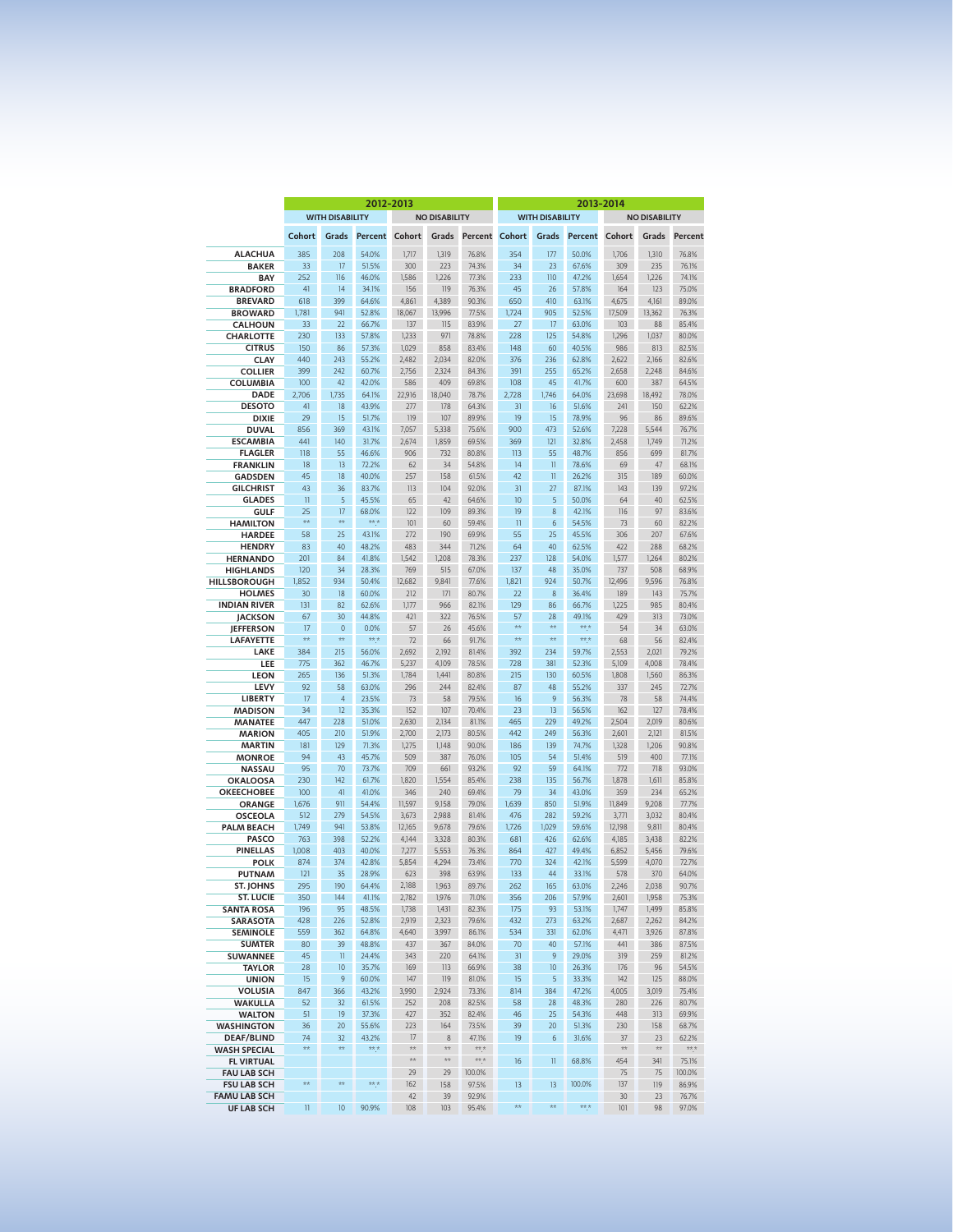| | 2012-2013 | | | | | | 2013-2014 | | | | | |
|---|---|---|---|---|---|---|---|---|---|---|---|---|
| | WITH DISABILITY | | | NO DISABILITY | | | WITH DISABILITY | | | NO DISABILITY | | |
| | Cohort | Grads | Percent | Cohort | Grads | Percent | Cohort | Grads | Percent | Cohort | Grads | Percent |
| ALACHUA | 385 | 208 | 54.0% | 1,717 | 1,319 | 76.8% | 354 | 177 | 50.0% | 1,706 | 1,310 | 76.8% |
| BAKER | 33 | 17 | 51.5% | 300 | 223 | 74.3% | 34 | 23 | 67.6% | 309 | 235 | 76.1% |
| BAY | 252 | 116 | 46.0% | 1,586 | 1,226 | 77.3% | 233 | 110 | 47.2% | 1,654 | 1,226 | 74.1% |
| BRADFORD | 41 | 14 | 34.1% | 156 | 119 | 76.3% | 45 | 26 | 57.8% | 164 | 123 | 75.0% |
| BREVARD | 618 | 399 | 64.6% | 4,861 | 4,389 | 90.3% | 650 | 410 | 63.1% | 4,675 | 4,161 | 89.0% |
| BROWARD | 1,781 | 941 | 52.8% | 18,067 | 13,996 | 77.5% | 1,724 | 905 | 52.5% | 17,509 | 13,362 | 76.3% |
| CALHOUN | 33 | 22 | 66.7% | 137 | 115 | 83.9% | 27 | 17 | 63.0% | 103 | 88 | 85.4% |
| CHARLOTTE | 230 | 133 | 57.8% | 1,233 | 971 | 78.8% | 228 | 125 | 54.8% | 1,296 | 1,037 | 80.0% |
| CITRUS | 150 | 86 | 57.3% | 1,029 | 858 | 83.4% | 148 | 60 | 40.5% | 986 | 813 | 82.5% |
| CLAY | 440 | 243 | 55.2% | 2,482 | 2,034 | 82.0% | 376 | 236 | 62.8% | 2,622 | 2,166 | 82.6% |
| COLLIER | 399 | 242 | 60.7% | 2,756 | 2,324 | 84.3% | 391 | 255 | 65.2% | 2,658 | 2,248 | 84.6% |
| COLUMBIA | 100 | 42 | 42.0% | 586 | 409 | 69.8% | 108 | 45 | 41.7% | 600 | 387 | 64.5% |
| DADE | 2,706 | 1,735 | 64.1% | 22,916 | 18,040 | 78.7% | 2,728 | 1,746 | 64.0% | 23,698 | 18,492 | 78.0% |
| DESOTO | 41 | 18 | 43.9% | 277 | 178 | 64.3% | 31 | 16 | 51.6% | 241 | 150 | 62.2% |
| DIXIE | 29 | 15 | 51.7% | 119 | 107 | 89.9% | 19 | 15 | 78.9% | 96 | 86 | 89.6% |
| DUVAL | 856 | 369 | 43.1% | 7,057 | 5,338 | 75.6% | 900 | 473 | 52.6% | 7,228 | 5,544 | 76.7% |
| ESCAMBIA | 441 | 140 | 31.7% | 2,674 | 1,859 | 69.5% | 369 | 121 | 32.8% | 2,458 | 1,749 | 71.2% |
| FLAGLER | 118 | 55 | 46.6% | 906 | 732 | 80.8% | 113 | 55 | 48.7% | 856 | 699 | 81.7% |
| FRANKLIN | 18 | 13 | 72.2% | 62 | 34 | 54.8% | 14 | 11 | 78.6% | 69 | 47 | 68.1% |
| GADSDEN | 45 | 18 | 40.0% | 257 | 158 | 61.5% | 42 | 11 | 26.2% | 315 | 189 | 60.0% |
| GILCHRIST | 43 | 36 | 83.7% | 113 | 104 | 92.0% | 31 | 27 | 87.1% | 143 | 139 | 97.2% |
| GLADES | 11 | 5 | 45.5% | 65 | 42 | 64.6% | 10 | 5 | 50.0% | 64 | 40 | 62.5% |
| GULF | 25 | 17 | 68.0% | 122 | 109 | 89.3% | 19 | 8 | 42.1% | 116 | 97 | 83.6% |
| HAMILTON | ** | ** | **.* | 101 | 60 | 59.4% | 11 | 6 | 54.5% | 73 | 60 | 82.2% |
| HARDEE | 58 | 25 | 43.1% | 272 | 190 | 69.9% | 55 | 25 | 45.5% | 306 | 207 | 67.6% |
| HENDRY | 83 | 40 | 48.2% | 483 | 344 | 71.2% | 64 | 40 | 62.5% | 422 | 288 | 68.2% |
| HERNANDO | 201 | 84 | 41.8% | 1,542 | 1,208 | 78.3% | 237 | 128 | 54.0% | 1,577 | 1,264 | 80.2% |
| HIGHLANDS | 120 | 34 | 28.3% | 769 | 515 | 67.0% | 137 | 48 | 35.0% | 737 | 508 | 68.9% |
| HILLSBOROUGH | 1,852 | 934 | 50.4% | 12,682 | 9,841 | 77.6% | 1,821 | 924 | 50.7% | 12,496 | 9,596 | 76.8% |
| HOLMES | 30 | 18 | 60.0% | 212 | 171 | 80.7% | 22 | 8 | 36.4% | 189 | 143 | 75.7% |
| INDIAN RIVER | 131 | 82 | 62.6% | 1,177 | 966 | 82.1% | 129 | 86 | 66.7% | 1,225 | 985 | 80.4% |
| JACKSON | 67 | 30 | 44.8% | 421 | 322 | 76.5% | 57 | 28 | 49.1% | 429 | 313 | 73.0% |
| JEFFERSON | 17 | 0 | 0.0% | 57 | 26 | 45.6% | ** | ** | **.* | 54 | 34 | 63.0% |
| LAFAYETTE | ** | ** | **.* | 72 | 66 | 91.7% | ** | ** | **.* | 68 | 56 | 82.4% |
| LAKE | 384 | 215 | 56.0% | 2,692 | 2,192 | 81.4% | 392 | 234 | 59.7% | 2,553 | 2,021 | 79.2% |
| LEE | 775 | 362 | 46.7% | 5,237 | 4,109 | 78.5% | 728 | 381 | 52.3% | 5,109 | 4,008 | 78.4% |
| LEON | 265 | 136 | 51.3% | 1,784 | 1,441 | 80.8% | 215 | 130 | 60.5% | 1,808 | 1,560 | 86.3% |
| LEVY | 92 | 58 | 63.0% | 296 | 244 | 82.4% | 87 | 48 | 55.2% | 337 | 245 | 72.7% |
| LIBERTY | 17 | 4 | 23.5% | 73 | 58 | 79.5% | 16 | 9 | 56.3% | 78 | 58 | 74.4% |
| MADISON | 34 | 12 | 35.3% | 152 | 107 | 70.4% | 23 | 13 | 56.5% | 162 | 127 | 78.4% |
| MANATEE | 447 | 228 | 51.0% | 2,630 | 2,134 | 81.1% | 465 | 229 | 49.2% | 2,504 | 2,019 | 80.6% |
| MARION | 405 | 210 | 51.9% | 2,700 | 2,173 | 80.5% | 442 | 249 | 56.3% | 2,601 | 2,121 | 81.5% |
| MARTIN | 181 | 129 | 71.3% | 1,275 | 1,148 | 90.0% | 186 | 139 | 74.7% | 1,328 | 1,206 | 90.8% |
| MONROE | 94 | 43 | 45.7% | 509 | 387 | 76.0% | 105 | 54 | 51.4% | 519 | 400 | 77.1% |
| NASSAU | 95 | 70 | 73.7% | 709 | 661 | 93.2% | 92 | 59 | 64.1% | 772 | 718 | 93.0% |
| OKALOOSA | 230 | 142 | 61.7% | 1,820 | 1,554 | 85.4% | 238 | 135 | 56.7% | 1,878 | 1,611 | 85.8% |
| OKEECHOBEE | 100 | 41 | 41.0% | 346 | 240 | 69.4% | 79 | 34 | 43.0% | 359 | 234 | 65.2% |
| ORANGE | 1,676 | 911 | 54.4% | 11,597 | 9,158 | 79.0% | 1,639 | 850 | 51.9% | 11,849 | 9,208 | 77.7% |
| OSCEOLA | 512 | 279 | 54.5% | 3,673 | 2,988 | 81.4% | 476 | 282 | 59.2% | 3,771 | 3,032 | 80.4% |
| PALM BEACH | 1,749 | 941 | 53.8% | 12,165 | 9,678 | 79.6% | 1,726 | 1,029 | 59.6% | 12,198 | 9,811 | 80.4% |
| PASCO | 763 | 398 | 52.2% | 4,144 | 3,328 | 80.3% | 681 | 426 | 62.6% | 4,185 | 3,438 | 82.2% |
| PINELLAS | 1,008 | 403 | 40.0% | 7,277 | 5,553 | 76.3% | 864 | 427 | 49.4% | 6,852 | 5,456 | 79.6% |
| POLK | 874 | 374 | 42.8% | 5,854 | 4,294 | 73.4% | 770 | 324 | 42.1% | 5,599 | 4,070 | 72.7% |
| PUTNAM | 121 | 35 | 28.9% | 623 | 398 | 63.9% | 133 | 44 | 33.1% | 578 | 370 | 64.0% |
| ST. JOHNS | 295 | 190 | 64.4% | 2,188 | 1,963 | 89.7% | 262 | 165 | 63.0% | 2,246 | 2,038 | 90.7% |
| ST. LUCIE | 350 | 144 | 41.1% | 2,782 | 1,976 | 71.0% | 356 | 206 | 57.9% | 2,601 | 1,958 | 75.3% |
| SANTA ROSA | 196 | 95 | 48.5% | 1,738 | 1,431 | 82.3% | 175 | 93 | 53.1% | 1,747 | 1,499 | 85.8% |
| SARASOTA | 428 | 226 | 52.8% | 2,919 | 2,323 | 79.6% | 432 | 273 | 63.2% | 2,687 | 2,262 | 84.2% |
| SEMINOLE | 559 | 362 | 64.8% | 4,640 | 3,997 | 86.1% | 534 | 331 | 62.0% | 4,471 | 3,926 | 87.8% |
| SUMTER | 80 | 39 | 48.8% | 437 | 367 | 84.0% | 70 | 40 | 57.1% | 441 | 386 | 87.5% |
| SUWANNEE | 45 | 11 | 24.4% | 343 | 220 | 64.1% | 31 | 9 | 29.0% | 319 | 259 | 81.2% |
| TAYLOR | 28 | 10 | 35.7% | 169 | 113 | 66.9% | 38 | 10 | 26.3% | 176 | 96 | 54.5% |
| UNION | 15 | 9 | 60.0% | 147 | 119 | 81.0% | 15 | 5 | 33.3% | 142 | 125 | 88.0% |
| VOLUSIA | 847 | 366 | 43.2% | 3,990 | 2,924 | 73.3% | 814 | 384 | 47.2% | 4,005 | 3,019 | 75.4% |
| WAKULLA | 52 | 32 | 61.5% | 252 | 208 | 82.5% | 58 | 28 | 48.3% | 280 | 226 | 80.7% |
| WALTON | 51 | 19 | 37.3% | 427 | 352 | 82.4% | 46 | 25 | 54.3% | 448 | 313 | 69.9% |
| WASHINGTON | 36 | 20 | 55.6% | 223 | 164 | 73.5% | 39 | 20 | 51.3% | 230 | 158 | 68.7% |
| DEAF/BLIND | 74 | 32 | 43.2% | 17 | 8 | 47.1% | 19 | 6 | 31.6% | 37 | 23 | 62.2% |
| WASH SPECIAL | ** | ** | **.* | ** | ** | **.* | | | | ** | ** | **.* |
| FL VIRTUAL | | | | ** | ** | **.* | 16 | 11 | 68.8% | 454 | 341 | 75.1% |
| FAU LAB SCH | | | | 29 | 29 | 100.0% | | | | 75 | 75 | 100.0% |
| FSU LAB SCH | ** | ** | **.* | 162 | 158 | 97.5% | 13 | 13 | 100.0% | 137 | 119 | 86.9% |
| FAMU LAB SCH | | | | 42 | 39 | 92.9% | | | | 30 | 23 | 76.7% |
| UF LAB SCH | 11 | 10 | 90.9% | 108 | 103 | 95.4% | ** | ** | **.* | 101 | 98 | 97.0% |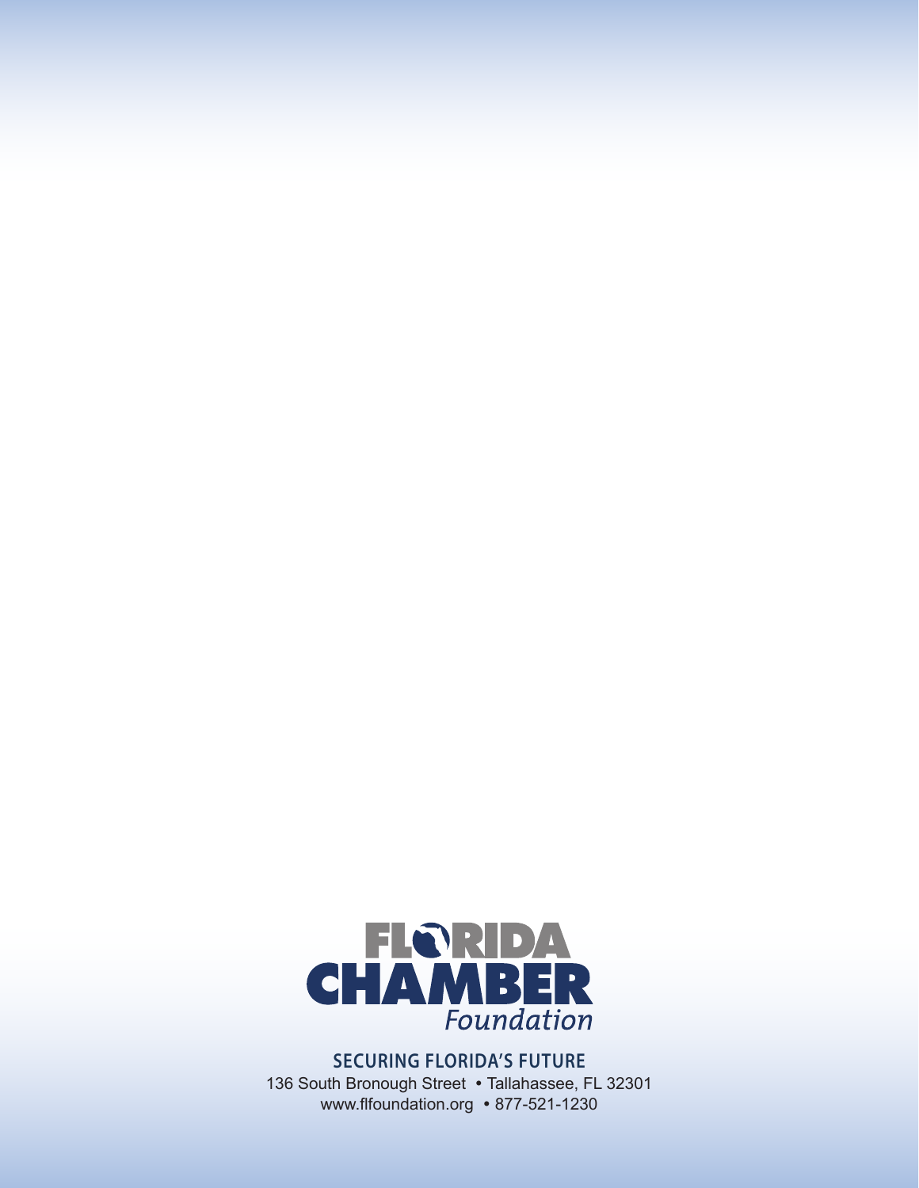FLORIDA CHAMBER *Foundation*

**SECURING FLORIDA'S FUTURE**

136 South Bronough Street • Tallahassee, FL 32301

www.flfoundation.org • 877-521-1230